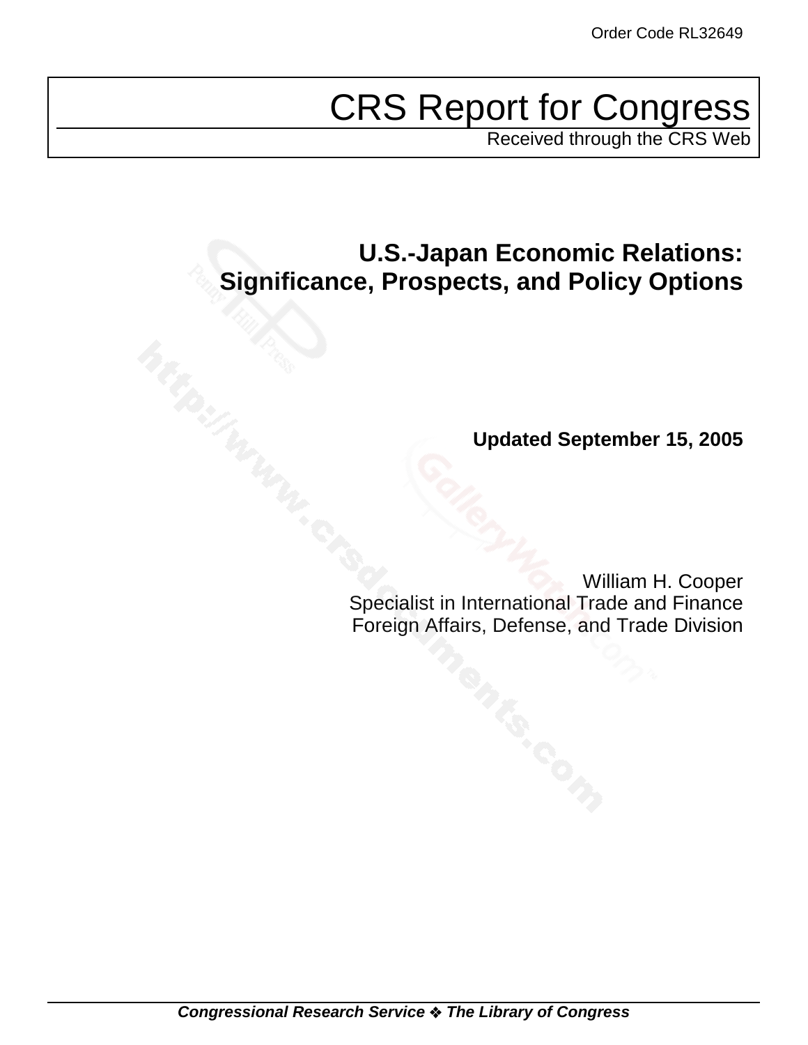Order Code RL32649

# CRS Report for Congress

Received through the CRS Web

## U.S.-Japan Economic Relations: Significance, Prospects, and Policy Options

**Updated September 15, 2005**

William H. Cooper
Specialist in International Trade and Finance
Foreign Affairs, Defense, and Trade Division

***Congressional Research Service ❖ The Library of Congress***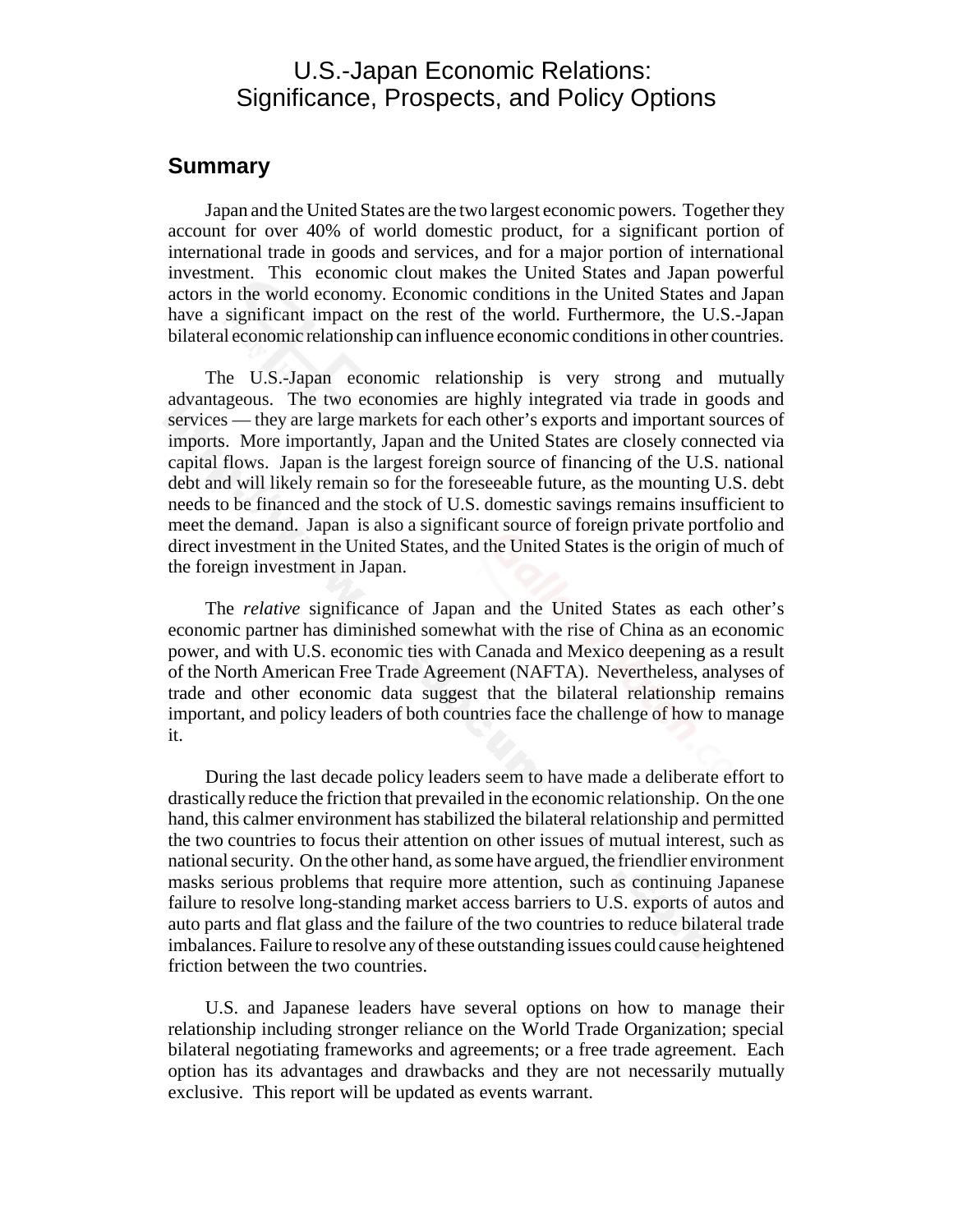# U.S.-Japan Economic Relations: Significance, Prospects, and Policy Options

## Summary

Japan and the United States are the two largest economic powers. Together they account for over 40% of world domestic product, for a significant portion of international trade in goods and services, and for a major portion of international investment. This economic clout makes the United States and Japan powerful actors in the world economy. Economic conditions in the United States and Japan have a significant impact on the rest of the world. Furthermore, the U.S.-Japan bilateral economic relationship can influence economic conditions in other countries.

The U.S.-Japan economic relationship is very strong and mutually advantageous. The two economies are highly integrated via trade in goods and services — they are large markets for each other's exports and important sources of imports. More importantly, Japan and the United States are closely connected via capital flows. Japan is the largest foreign source of financing of the U.S. national debt and will likely remain so for the foreseeable future, as the mounting U.S. debt needs to be financed and the stock of U.S. domestic savings remains insufficient to meet the demand. Japan is also a significant source of foreign private portfolio and direct investment in the United States, and the United States is the origin of much of the foreign investment in Japan.

The *relative* significance of Japan and the United States as each other's economic partner has diminished somewhat with the rise of China as an economic power, and with U.S. economic ties with Canada and Mexico deepening as a result of the North American Free Trade Agreement (NAFTA). Nevertheless, analyses of trade and other economic data suggest that the bilateral relationship remains important, and policy leaders of both countries face the challenge of how to manage it.

During the last decade policy leaders seem to have made a deliberate effort to drastically reduce the friction that prevailed in the economic relationship. On the one hand, this calmer environment has stabilized the bilateral relationship and permitted the two countries to focus their attention on other issues of mutual interest, such as national security. On the other hand, as some have argued, the friendlier environment masks serious problems that require more attention, such as continuing Japanese failure to resolve long-standing market access barriers to U.S. exports of autos and auto parts and flat glass and the failure of the two countries to reduce bilateral trade imbalances. Failure to resolve any of these outstanding issues could cause heightened friction between the two countries.

U.S. and Japanese leaders have several options on how to manage their relationship including stronger reliance on the World Trade Organization; special bilateral negotiating frameworks and agreements; or a free trade agreement. Each option has its advantages and drawbacks and they are not necessarily mutually exclusive. This report will be updated as events warrant.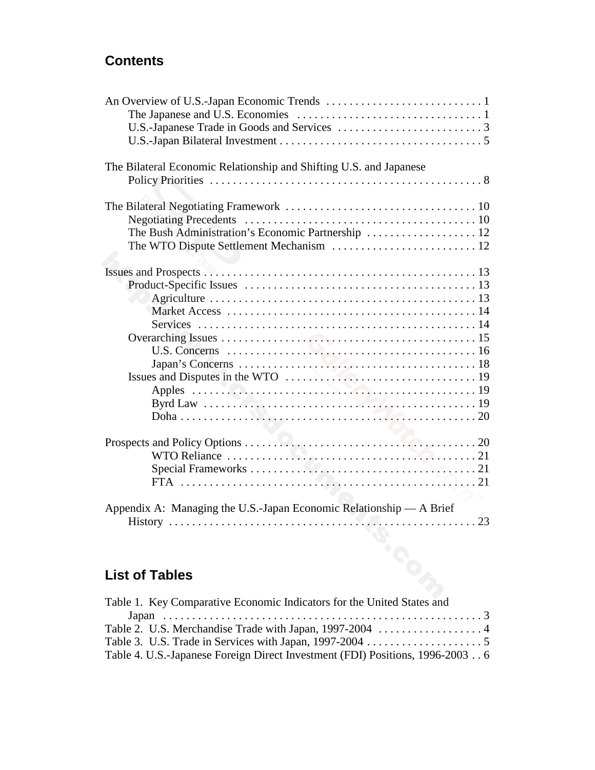## Contents

An Overview of U.S.-Japan Economic Trends . . . . . . . . . . . . . . . . . . . . . . . . . . . 1
- The Japanese and U.S. Economies . . . . . . . . . . . . . . . . . . . . . . . . . . . . . . . . 1
- U.S.-Japanese Trade in Goods and Services . . . . . . . . . . . . . . . . . . . . . . . . . 3
- U.S.-Japan Bilateral Investment . . . . . . . . . . . . . . . . . . . . . . . . . . . . . . . . . . . 5

The Bilateral Economic Relationship and Shifting U.S. and Japanese Policy Priorities . . . . . . . . . . . . . . . . . . . . . . . . . . . . . . . . . . . . . . . . . . . . . . . . 8

The Bilateral Negotiating Framework . . . . . . . . . . . . . . . . . . . . . . . . . . . . . . . . . 10
- Negotiating Precedents . . . . . . . . . . . . . . . . . . . . . . . . . . . . . . . . . . . . . . . . 10
- The Bush Administration's Economic Partnership . . . . . . . . . . . . . . . . . . . 12
- The WTO Dispute Settlement Mechanism . . . . . . . . . . . . . . . . . . . . . . . . . 12

Issues and Prospects . . . . . . . . . . . . . . . . . . . . . . . . . . . . . . . . . . . . . . . . . . . . . . . 13
- Product-Specific Issues . . . . . . . . . . . . . . . . . . . . . . . . . . . . . . . . . . . . . . . . 13
  - Agriculture . . . . . . . . . . . . . . . . . . . . . . . . . . . . . . . . . . . . . . . . . . . . . . 13
  - Market Access . . . . . . . . . . . . . . . . . . . . . . . . . . . . . . . . . . . . . . . . . . . 14
  - Services . . . . . . . . . . . . . . . . . . . . . . . . . . . . . . . . . . . . . . . . . . . . . . . . 14
- Overarching Issues . . . . . . . . . . . . . . . . . . . . . . . . . . . . . . . . . . . . . . . . . . . . 15
  - U.S. Concerns . . . . . . . . . . . . . . . . . . . . . . . . . . . . . . . . . . . . . . . . . . . 16
  - Japan's Concerns . . . . . . . . . . . . . . . . . . . . . . . . . . . . . . . . . . . . . . . . . 18
- Issues and Disputes in the WTO . . . . . . . . . . . . . . . . . . . . . . . . . . . . . . . . 19
  - Apples . . . . . . . . . . . . . . . . . . . . . . . . . . . . . . . . . . . . . . . . . . . . . . . . . 19
  - Byrd Law . . . . . . . . . . . . . . . . . . . . . . . . . . . . . . . . . . . . . . . . . . . . . . . 19
  - Doha . . . . . . . . . . . . . . . . . . . . . . . . . . . . . . . . . . . . . . . . . . . . . . . . . . . 20

Prospects and Policy Options . . . . . . . . . . . . . . . . . . . . . . . . . . . . . . . . . . . . . . . . 20
  - WTO Reliance . . . . . . . . . . . . . . . . . . . . . . . . . . . . . . . . . . . . . . . . . . . 21
  - Special Frameworks . . . . . . . . . . . . . . . . . . . . . . . . . . . . . . . . . . . . . . . 21
  - FTA . . . . . . . . . . . . . . . . . . . . . . . . . . . . . . . . . . . . . . . . . . . . . . . . . . . 21

Appendix A: Managing the U.S.-Japan Economic Relationship — A Brief History . . . . . . . . . . . . . . . . . . . . . . . . . . . . . . . . . . . . . . . . . . . . . . . . . . . . . 23

## List of Tables

Table 1. Key Comparative Economic Indicators for the United States and Japan . . . . . . . . . . . . . . . . . . . . . . . . . . . . . . . . . . . . . . . . . . . . . . . . . . . . . . . 3
Table 2. U.S. Merchandise Trade with Japan, 1997-2004 . . . . . . . . . . . . . . . . . . 4
Table 3. U.S. Trade in Services with Japan, 1997-2004 . . . . . . . . . . . . . . . . . . . . 5
Table 4. U.S.-Japanese Foreign Direct Investment (FDI) Positions, 1996-2003 . . 6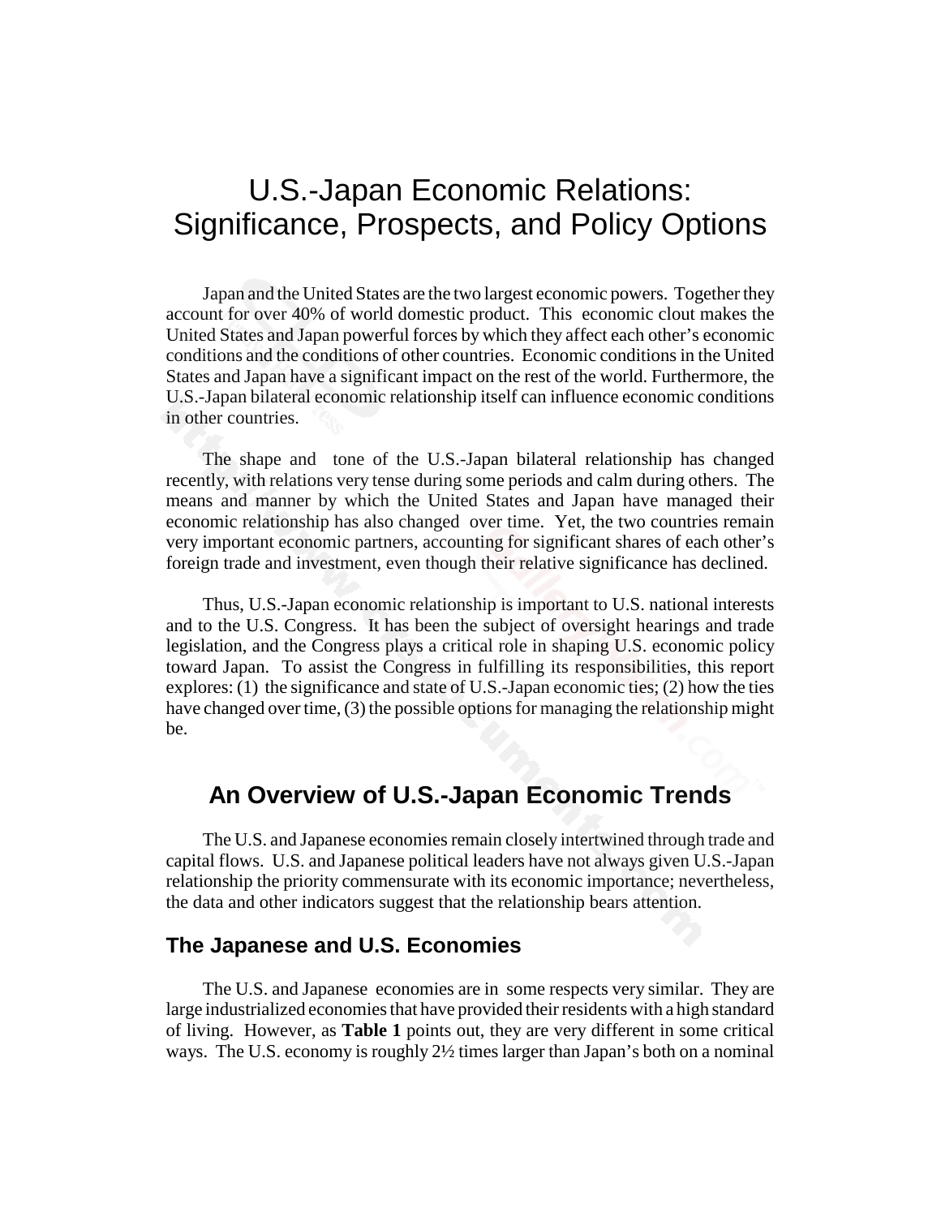# U.S.-Japan Economic Relations: Significance, Prospects, and Policy Options

Japan and the United States are the two largest economic powers. Together they account for over 40% of world domestic product. This economic clout makes the United States and Japan powerful forces by which they affect each other's economic conditions and the conditions of other countries. Economic conditions in the United States and Japan have a significant impact on the rest of the world. Furthermore, the U.S.-Japan bilateral economic relationship itself can influence economic conditions in other countries.

The shape and tone of the U.S.-Japan bilateral relationship has changed recently, with relations very tense during some periods and calm during others. The means and manner by which the United States and Japan have managed their economic relationship has also changed over time. Yet, the two countries remain very important economic partners, accounting for significant shares of each other's foreign trade and investment, even though their relative significance has declined.

Thus, U.S.-Japan economic relationship is important to U.S. national interests and to the U.S. Congress. It has been the subject of oversight hearings and trade legislation, and the Congress plays a critical role in shaping U.S. economic policy toward Japan. To assist the Congress in fulfilling its responsibilities, this report explores: (1) the significance and state of U.S.-Japan economic ties; (2) how the ties have changed over time, (3) the possible options for managing the relationship might be.

## An Overview of U.S.-Japan Economic Trends

The U.S. and Japanese economies remain closely intertwined through trade and capital flows. U.S. and Japanese political leaders have not always given U.S.-Japan relationship the priority commensurate with its economic importance; nevertheless, the data and other indicators suggest that the relationship bears attention.

### The Japanese and U.S. Economies

The U.S. and Japanese economies are in some respects very similar. They are large industrialized economies that have provided their residents with a high standard of living. However, as **Table 1** points out, they are very different in some critical ways. The U.S. economy is roughly 2½ times larger than Japan's both on a nominal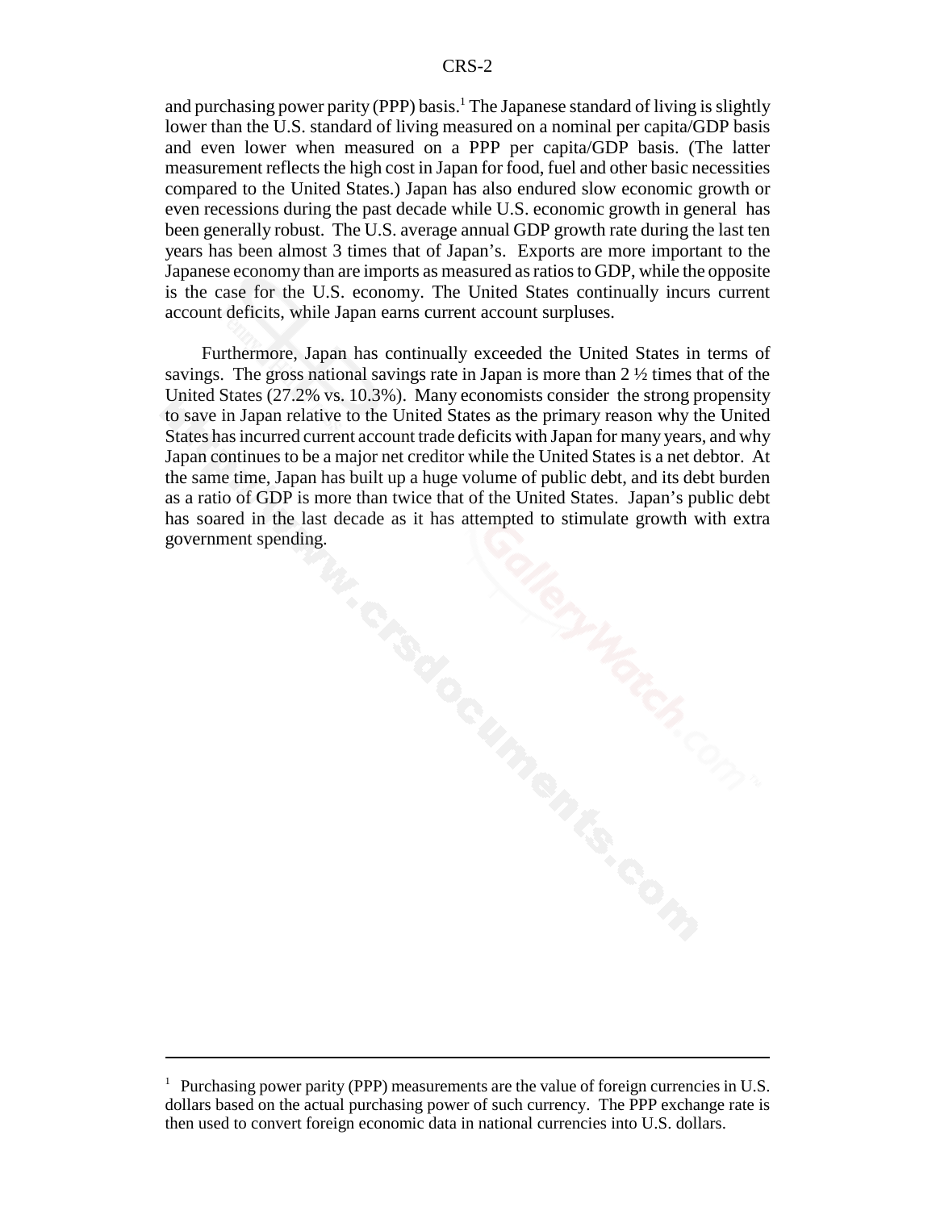and purchasing power parity (PPP) basis.[1] The Japanese standard of living is slightly lower than the U.S. standard of living measured on a nominal per capita/GDP basis and even lower when measured on a PPP per capita/GDP basis. (The latter measurement reflects the high cost in Japan for food, fuel and other basic necessities compared to the United States.) Japan has also endured slow economic growth or even recessions during the past decade while U.S. economic growth in general has been generally robust. The U.S. average annual GDP growth rate during the last ten years has been almost 3 times that of Japan's. Exports are more important to the Japanese economy than are imports as measured as ratios to GDP, while the opposite is the case for the U.S. economy. The United States continually incurs current account deficits, while Japan earns current account surpluses.

Furthermore, Japan has continually exceeded the United States in terms of savings. The gross national savings rate in Japan is more than 2 ½ times that of the United States (27.2% vs. 10.3%). Many economists consider the strong propensity to save in Japan relative to the United States as the primary reason why the United States has incurred current account trade deficits with Japan for many years, and why Japan continues to be a major net creditor while the United States is a net debtor. At the same time, Japan has built up a huge volume of public debt, and its debt burden as a ratio of GDP is more than twice that of the United States. Japan's public debt has soared in the last decade as it has attempted to stimulate growth with extra government spending.

---

[1] Purchasing power parity (PPP) measurements are the value of foreign currencies in U.S. dollars based on the actual purchasing power of such currency. The PPP exchange rate is then used to convert foreign economic data in national currencies into U.S. dollars.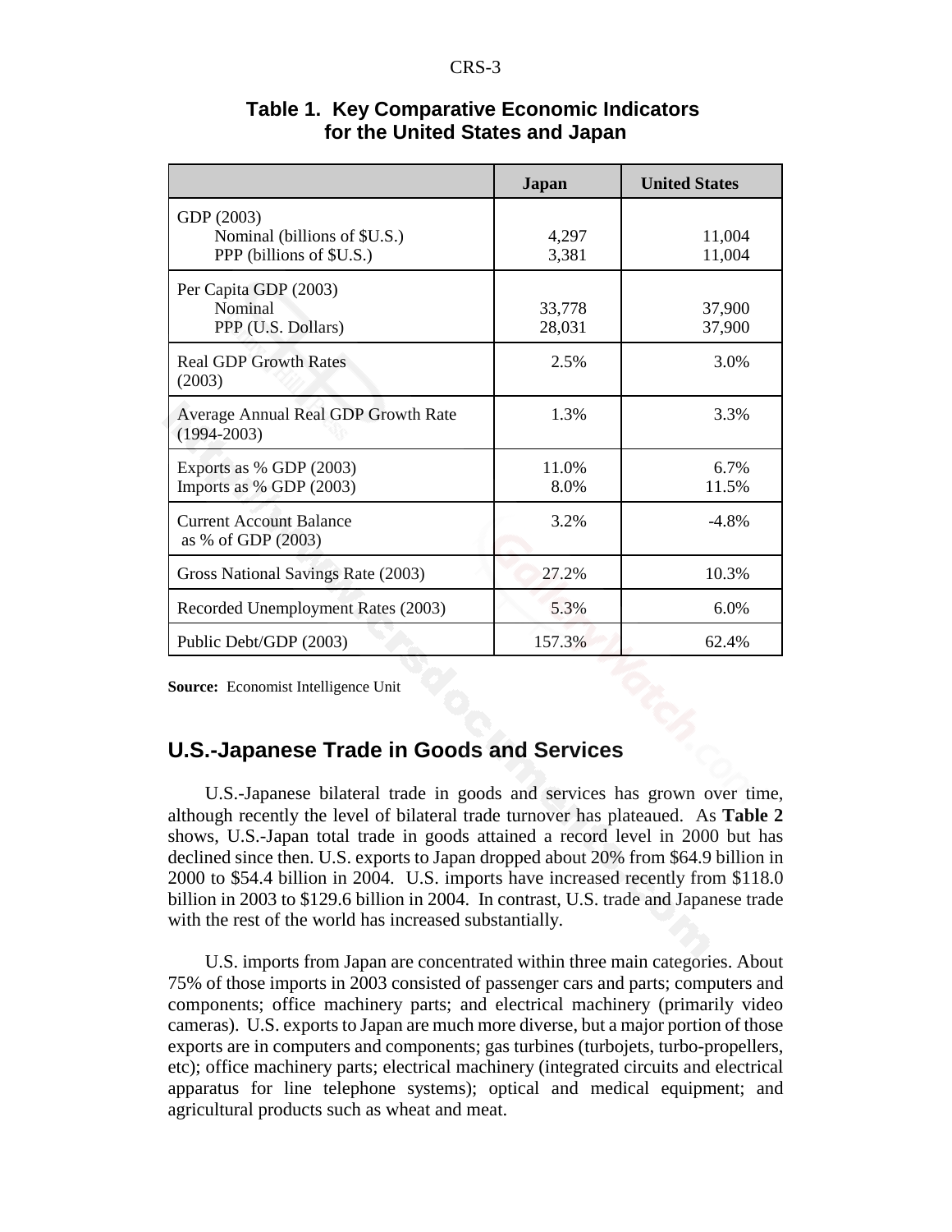**Table 1. Key Comparative Economic Indicators for the United States and Japan**

| | Japan | United States |
|---|---|---|
| GDP (2003) | | |
| Nominal (billions of $U.S.) | 4,297 | 11,004 |
| PPP (billions of $U.S.) | 3,381 | 11,004 |
| Per Capita GDP (2003) | | |
| Nominal | 33,778 | 37,900 |
| PPP (U.S. Dollars) | 28,031 | 37,900 |
| Real GDP Growth Rates (2003) | 2.5% | 3.0% |
| Average Annual Real GDP Growth Rate (1994-2003) | 1.3% | 3.3% |
| Exports as % GDP (2003) | 11.0% | 6.7% |
| Imports as % GDP (2003) | 8.0% | 11.5% |
| Current Account Balance as % of GDP (2003) | 3.2% | -4.8% |
| Gross National Savings Rate (2003) | 27.2% | 10.3% |
| Recorded Unemployment Rates (2003) | 5.3% | 6.0% |
| Public Debt/GDP (2003) | 157.3% | 62.4% |

**Source:** Economist Intelligence Unit

## U.S.-Japanese Trade in Goods and Services

U.S.-Japanese bilateral trade in goods and services has grown over time, although recently the level of bilateral trade turnover has plateaued. As **Table 2** shows, U.S.-Japan total trade in goods attained a record level in 2000 but has declined since then. U.S. exports to Japan dropped about 20% from $64.9 billion in 2000 to $54.4 billion in 2004. U.S. imports have increased recently from $118.0 billion in 2003 to $129.6 billion in 2004. In contrast, U.S. trade and Japanese trade with the rest of the world has increased substantially.

U.S. imports from Japan are concentrated within three main categories. About 75% of those imports in 2003 consisted of passenger cars and parts; computers and components; office machinery parts; and electrical machinery (primarily video cameras). U.S. exports to Japan are much more diverse, but a major portion of those exports are in computers and components; gas turbines (turbojets, turbo-propellers, etc); office machinery parts; electrical machinery (integrated circuits and electrical apparatus for line telephone systems); optical and medical equipment; and agricultural products such as wheat and meat.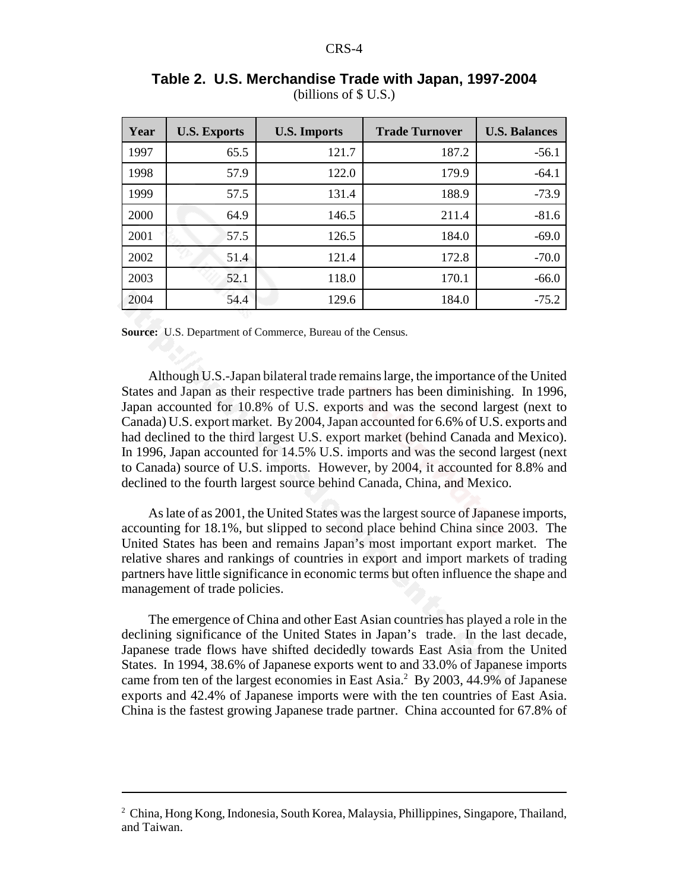**Table 2. U.S. Merchandise Trade with Japan, 1997-2004**
(billions of $ U.S.)

| Year | U.S. Exports | U.S. Imports | Trade Turnover | U.S. Balances |
|---|---|---|---|---|
| 1997 | 65.5 | 121.7 | 187.2 | -56.1 |
| 1998 | 57.9 | 122.0 | 179.9 | -64.1 |
| 1999 | 57.5 | 131.4 | 188.9 | -73.9 |
| 2000 | 64.9 | 146.5 | 211.4 | -81.6 |
| 2001 | 57.5 | 126.5 | 184.0 | -69.0 |
| 2002 | 51.4 | 121.4 | 172.8 | -70.0 |
| 2003 | 52.1 | 118.0 | 170.1 | -66.0 |
| 2004 | 54.4 | 129.6 | 184.0 | -75.2 |

**Source:** U.S. Department of Commerce, Bureau of the Census.

Although U.S.-Japan bilateral trade remains large, the importance of the United States and Japan as their respective trade partners has been diminishing. In 1996, Japan accounted for 10.8% of U.S. exports and was the second largest (next to Canada) U.S. export market. By 2004, Japan accounted for 6.6% of U.S. exports and had declined to the third largest U.S. export market (behind Canada and Mexico). In 1996, Japan accounted for 14.5% U.S. imports and was the second largest (next to Canada) source of U.S. imports. However, by 2004, it accounted for 8.8% and declined to the fourth largest source behind Canada, China, and Mexico.

As late of as 2001, the United States was the largest source of Japanese imports, accounting for 18.1%, but slipped to second place behind China since 2003. The United States has been and remains Japan's most important export market. The relative shares and rankings of countries in export and import markets of trading partners have little significance in economic terms but often influence the shape and management of trade policies.

The emergence of China and other East Asian countries has played a role in the declining significance of the United States in Japan's trade. In the last decade, Japanese trade flows have shifted decidedly towards East Asia from the United States. In 1994, 38.6% of Japanese exports went to and 33.0% of Japanese imports came from ten of the largest economies in East Asia.[2] By 2003, 44.9% of Japanese exports and 42.4% of Japanese imports were with the ten countries of East Asia. China is the fastest growing Japanese trade partner. China accounted for 67.8% of

[2] China, Hong Kong, Indonesia, South Korea, Malaysia, Phillippines, Singapore, Thailand, and Taiwan.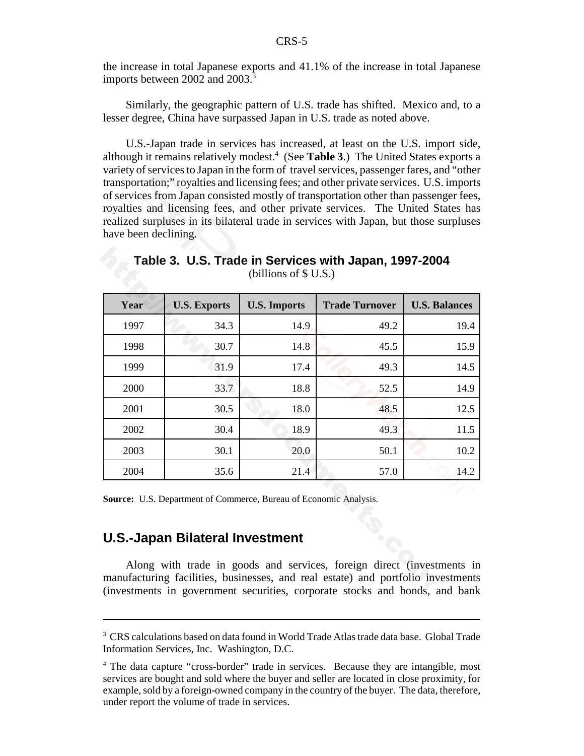the increase in total Japanese exports and 41.1% of the increase in total Japanese imports between 2002 and 2003.[3]

Similarly, the geographic pattern of U.S. trade has shifted. Mexico and, to a lesser degree, China have surpassed Japan in U.S. trade as noted above.

U.S.-Japan trade in services has increased, at least on the U.S. import side, although it remains relatively modest.[4] (See **Table 3**.) The United States exports a variety of services to Japan in the form of travel services, passenger fares, and "other transportation;" royalties and licensing fees; and other private services. U.S. imports of services from Japan consisted mostly of transportation other than passenger fees, royalties and licensing fees, and other private services. The United States has realized surpluses in its bilateral trade in services with Japan, but those surpluses have been declining.

**Table 3. U.S. Trade in Services with Japan, 1997-2004**
(billions of $ U.S.)

| Year | U.S. Exports | U.S. Imports | Trade Turnover | U.S. Balances |
|---|---|---|---|---|
| 1997 | 34.3 | 14.9 | 49.2 | 19.4 |
| 1998 | 30.7 | 14.8 | 45.5 | 15.9 |
| 1999 | 31.9 | 17.4 | 49.3 | 14.5 |
| 2000 | 33.7 | 18.8 | 52.5 | 14.9 |
| 2001 | 30.5 | 18.0 | 48.5 | 12.5 |
| 2002 | 30.4 | 18.9 | 49.3 | 11.5 |
| 2003 | 30.1 | 20.0 | 50.1 | 10.2 |
| 2004 | 35.6 | 21.4 | 57.0 | 14.2 |

**Source:** U.S. Department of Commerce, Bureau of Economic Analysis.

## U.S.-Japan Bilateral Investment

Along with trade in goods and services, foreign direct (investments in manufacturing facilities, businesses, and real estate) and portfolio investments (investments in government securities, corporate stocks and bonds, and bank

---

[3] CRS calculations based on data found in World Trade Atlas trade data base. Global Trade Information Services, Inc. Washington, D.C.

[4] The data capture "cross-border" trade in services. Because they are intangible, most services are bought and sold where the buyer and seller are located in close proximity, for example, sold by a foreign-owned company in the country of the buyer. The data, therefore, under report the volume of trade in services.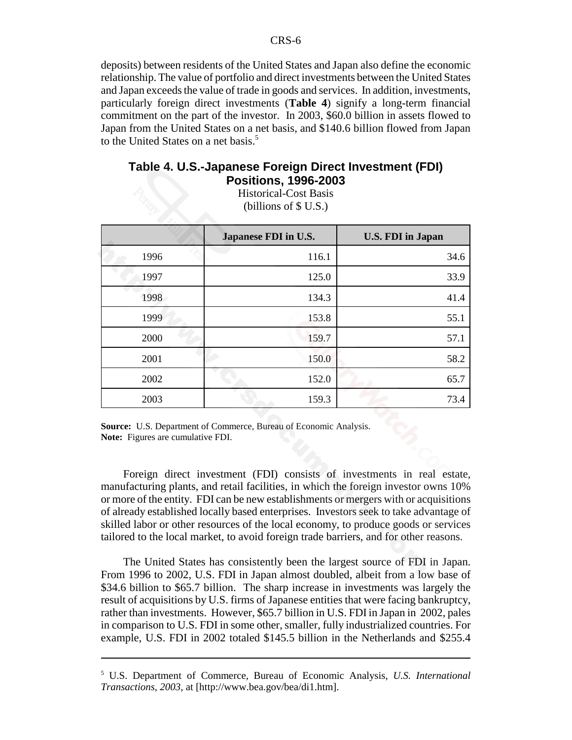deposits) between residents of the United States and Japan also define the economic relationship. The value of portfolio and direct investments between the United States and Japan exceeds the value of trade in goods and services. In addition, investments, particularly foreign direct investments (**Table 4**) signify a long-term financial commitment on the part of the investor. In 2003, $60.0 billion in assets flowed to Japan from the United States on a net basis, and $140.6 billion flowed from Japan to the United States on a net basis.[5]

### Table 4. U.S.-Japanese Foreign Direct Investment (FDI) Positions, 1996-2003

Historical-Cost Basis
(billions of $ U.S.)

| | Japanese FDI in U.S. | U.S. FDI in Japan |
|---|---|---|
| 1996 | 116.1 | 34.6 |
| 1997 | 125.0 | 33.9 |
| 1998 | 134.3 | 41.4 |
| 1999 | 153.8 | 55.1 |
| 2000 | 159.7 | 57.1 |
| 2001 | 150.0 | 58.2 |
| 2002 | 152.0 | 65.7 |
| 2003 | 159.3 | 73.4 |

**Source:** U.S. Department of Commerce, Bureau of Economic Analysis.
**Note:** Figures are cumulative FDI.

Foreign direct investment (FDI) consists of investments in real estate, manufacturing plants, and retail facilities, in which the foreign investor owns 10% or more of the entity. FDI can be new establishments or mergers with or acquisitions of already established locally based enterprises. Investors seek to take advantage of skilled labor or other resources of the local economy, to produce goods or services tailored to the local market, to avoid foreign trade barriers, and for other reasons.

The United States has consistently been the largest source of FDI in Japan. From 1996 to 2002, U.S. FDI in Japan almost doubled, albeit from a low base of $34.6 billion to $65.7 billion. The sharp increase in investments was largely the result of acquisitions by U.S. firms of Japanese entities that were facing bankruptcy, rather than investments. However, $65.7 billion in U.S. FDI in Japan in 2002, pales in comparison to U.S. FDI in some other, smaller, fully industrialized countries. For example, U.S. FDI in 2002 totaled $145.5 billion in the Netherlands and $255.4

---

[5] U.S. Department of Commerce, Bureau of Economic Analysis, *U.S. International Transactions, 2003,* at [http://www.bea.gov/bea/di1.htm].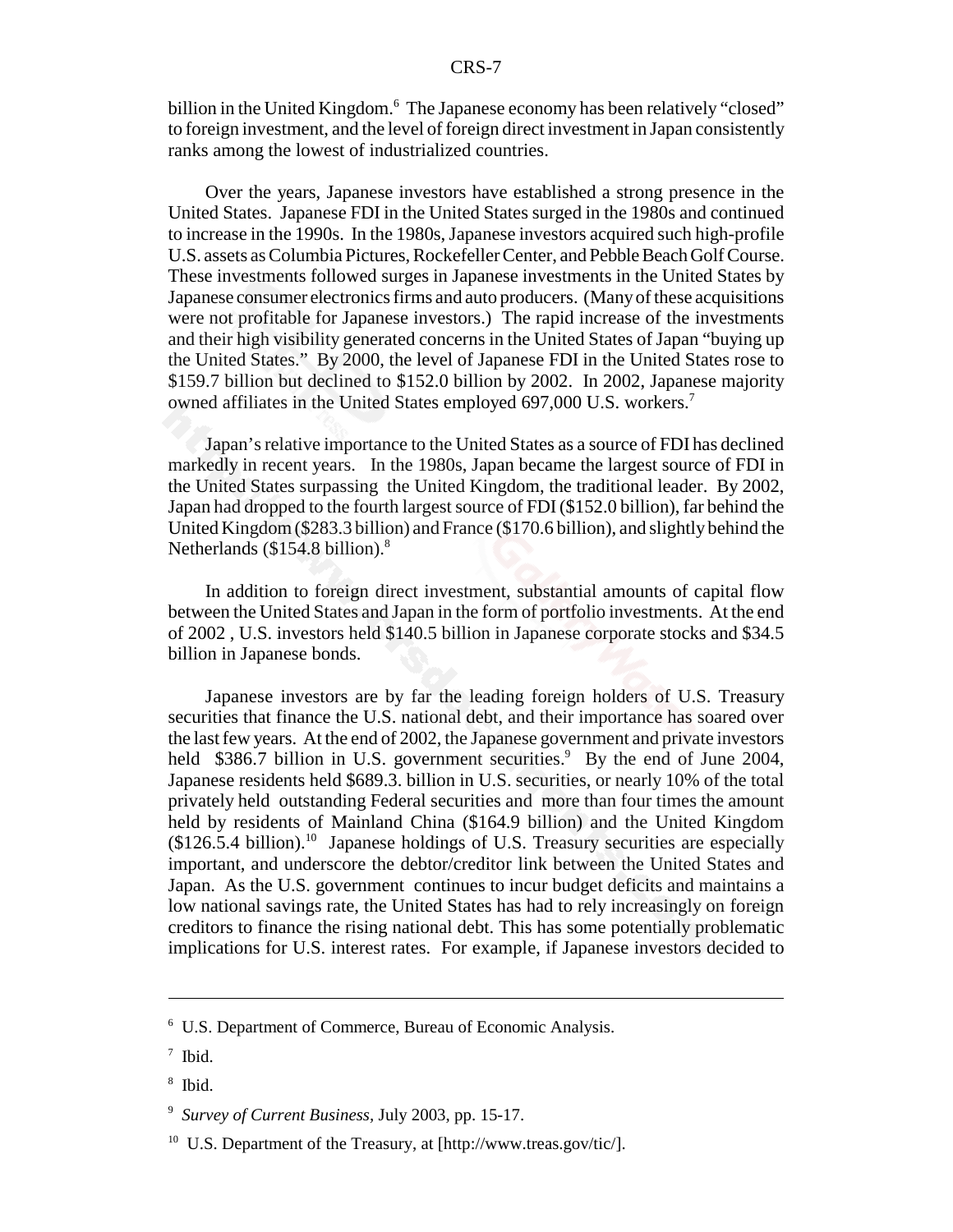billion in the United Kingdom.[6] The Japanese economy has been relatively "closed" to foreign investment, and the level of foreign direct investment in Japan consistently ranks among the lowest of industrialized countries.

Over the years, Japanese investors have established a strong presence in the United States. Japanese FDI in the United States surged in the 1980s and continued to increase in the 1990s. In the 1980s, Japanese investors acquired such high-profile U.S. assets as Columbia Pictures, Rockefeller Center, and Pebble Beach Golf Course. These investments followed surges in Japanese investments in the United States by Japanese consumer electronics firms and auto producers. (Many of these acquisitions were not profitable for Japanese investors.) The rapid increase of the investments and their high visibility generated concerns in the United States of Japan "buying up the United States." By 2000, the level of Japanese FDI in the United States rose to $159.7 billion but declined to $152.0 billion by 2002. In 2002, Japanese majority owned affiliates in the United States employed 697,000 U.S. workers.[7]

Japan's relative importance to the United States as a source of FDI has declined markedly in recent years. In the 1980s, Japan became the largest source of FDI in the United States surpassing the United Kingdom, the traditional leader. By 2002, Japan had dropped to the fourth largest source of FDI ($152.0 billion), far behind the United Kingdom ($283.3 billion) and France ($170.6 billion), and slightly behind the Netherlands ($154.8 billion).[8]

In addition to foreign direct investment, substantial amounts of capital flow between the United States and Japan in the form of portfolio investments. At the end of 2002 , U.S. investors held $140.5 billion in Japanese corporate stocks and $34.5 billion in Japanese bonds.

Japanese investors are by far the leading foreign holders of U.S. Treasury securities that finance the U.S. national debt, and their importance has soared over the last few years. At the end of 2002, the Japanese government and private investors held $386.7 billion in U.S. government securities.[9] By the end of June 2004, Japanese residents held $689.3. billion in U.S. securities, or nearly 10% of the total privately held outstanding Federal securities and more than four times the amount held by residents of Mainland China ($164.9 billion) and the United Kingdom ($126.5.4 billion).[10] Japanese holdings of U.S. Treasury securities are especially important, and underscore the debtor/creditor link between the United States and Japan. As the U.S. government continues to incur budget deficits and maintains a low national savings rate, the United States has had to rely increasingly on foreign creditors to finance the rising national debt. This has some potentially problematic implications for U.S. interest rates. For example, if Japanese investors decided to

---

[6] U.S. Department of Commerce, Bureau of Economic Analysis.

[7] Ibid.

[8] Ibid.

[9] *Survey of Current Business*, July 2003, pp. 15-17.

[10] U.S. Department of the Treasury, at [http://www.treas.gov/tic/].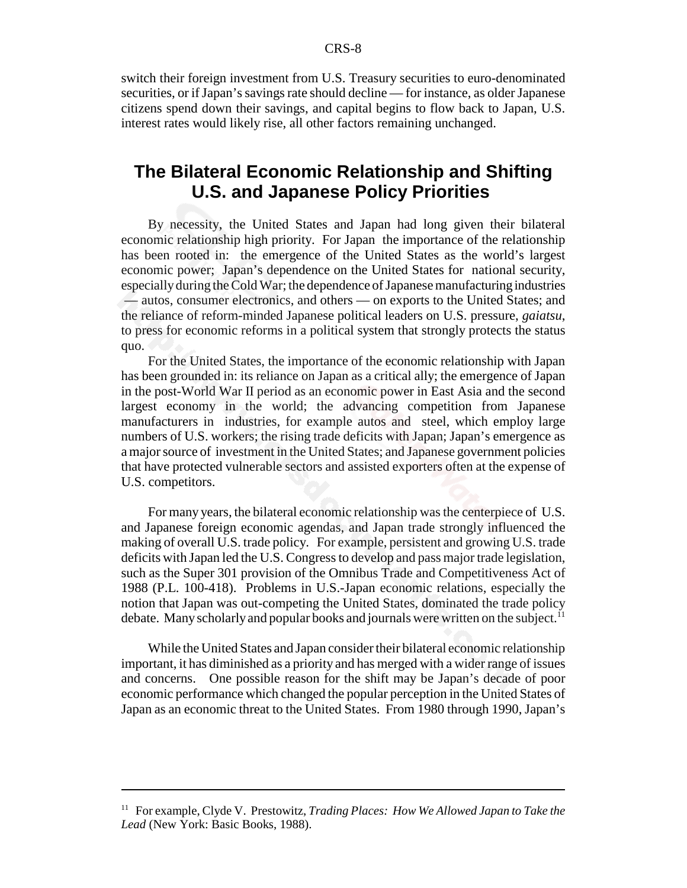switch their foreign investment from U.S. Treasury securities to euro-denominated securities, or if Japan's savings rate should decline — for instance, as older Japanese citizens spend down their savings, and capital begins to flow back to Japan, U.S. interest rates would likely rise, all other factors remaining unchanged.

## The Bilateral Economic Relationship and Shifting U.S. and Japanese Policy Priorities

By necessity, the United States and Japan had long given their bilateral economic relationship high priority. For Japan the importance of the relationship has been rooted in: the emergence of the United States as the world's largest economic power; Japan's dependence on the United States for national security, especially during the Cold War; the dependence of Japanese manufacturing industries — autos, consumer electronics, and others — on exports to the United States; and the reliance of reform-minded Japanese political leaders on U.S. pressure, *gaiatsu*, to press for economic reforms in a political system that strongly protects the status quo.

For the United States, the importance of the economic relationship with Japan has been grounded in: its reliance on Japan as a critical ally; the emergence of Japan in the post-World War II period as an economic power in East Asia and the second largest economy in the world; the advancing competition from Japanese manufacturers in industries, for example autos and steel, which employ large numbers of U.S. workers; the rising trade deficits with Japan; Japan's emergence as a major source of investment in the United States; and Japanese government policies that have protected vulnerable sectors and assisted exporters often at the expense of U.S. competitors.

For many years, the bilateral economic relationship was the centerpiece of U.S. and Japanese foreign economic agendas, and Japan trade strongly influenced the making of overall U.S. trade policy. For example, persistent and growing U.S. trade deficits with Japan led the U.S. Congress to develop and pass major trade legislation, such as the Super 301 provision of the Omnibus Trade and Competitiveness Act of 1988 (P.L. 100-418). Problems in U.S.-Japan economic relations, especially the notion that Japan was out-competing the United States, dominated the trade policy debate. Many scholarly and popular books and journals were written on the subject.[11]

While the United States and Japan consider their bilateral economic relationship important, it has diminished as a priority and has merged with a wider range of issues and concerns. One possible reason for the shift may be Japan's decade of poor economic performance which changed the popular perception in the United States of Japan as an economic threat to the United States. From 1980 through 1990, Japan's

[11] For example, Clyde V. Prestowitz, *Trading Places: How We Allowed Japan to Take the Lead* (New York: Basic Books, 1988).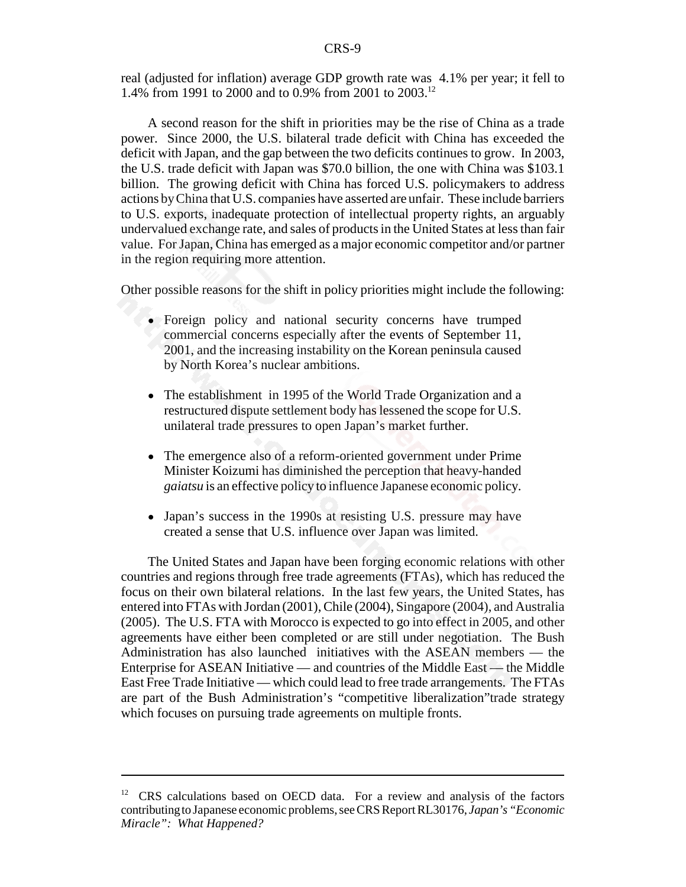real (adjusted for inflation) average GDP growth rate was 4.1% per year; it fell to 1.4% from 1991 to 2000 and to 0.9% from 2001 to 2003.[12]

A second reason for the shift in priorities may be the rise of China as a trade power. Since 2000, the U.S. bilateral trade deficit with China has exceeded the deficit with Japan, and the gap between the two deficits continues to grow. In 2003, the U.S. trade deficit with Japan was $70.0 billion, the one with China was $103.1 billion. The growing deficit with China has forced U.S. policymakers to address actions by China that U.S. companies have asserted are unfair. These include barriers to U.S. exports, inadequate protection of intellectual property rights, an arguably undervalued exchange rate, and sales of products in the United States at less than fair value. For Japan, China has emerged as a major economic competitor and/or partner in the region requiring more attention.

Other possible reasons for the shift in policy priorities might include the following:

- Foreign policy and national security concerns have trumped commercial concerns especially after the events of September 11, 2001, and the increasing instability on the Korean peninsula caused by North Korea's nuclear ambitions.
- The establishment in 1995 of the World Trade Organization and a restructured dispute settlement body has lessened the scope for U.S. unilateral trade pressures to open Japan's market further.
- The emergence also of a reform-oriented government under Prime Minister Koizumi has diminished the perception that heavy-handed *gaiatsu* is an effective policy to influence Japanese economic policy.
- Japan's success in the 1990s at resisting U.S. pressure may have created a sense that U.S. influence over Japan was limited.

The United States and Japan have been forging economic relations with other countries and regions through free trade agreements (FTAs), which has reduced the focus on their own bilateral relations. In the last few years, the United States, has entered into FTAs with Jordan (2001), Chile (2004), Singapore (2004), and Australia (2005). The U.S. FTA with Morocco is expected to go into effect in 2005, and other agreements have either been completed or are still under negotiation. The Bush Administration has also launched initiatives with the ASEAN members — the Enterprise for ASEAN Initiative — and countries of the Middle East — the Middle East Free Trade Initiative — which could lead to free trade arrangements. The FTAs are part of the Bush Administration's "competitive liberalization"trade strategy which focuses on pursuing trade agreements on multiple fronts.

---

[12] CRS calculations based on OECD data. For a review and analysis of the factors contributing to Japanese economic problems, see CRS Report RL30176, *Japan's "Economic Miracle": What Happened?*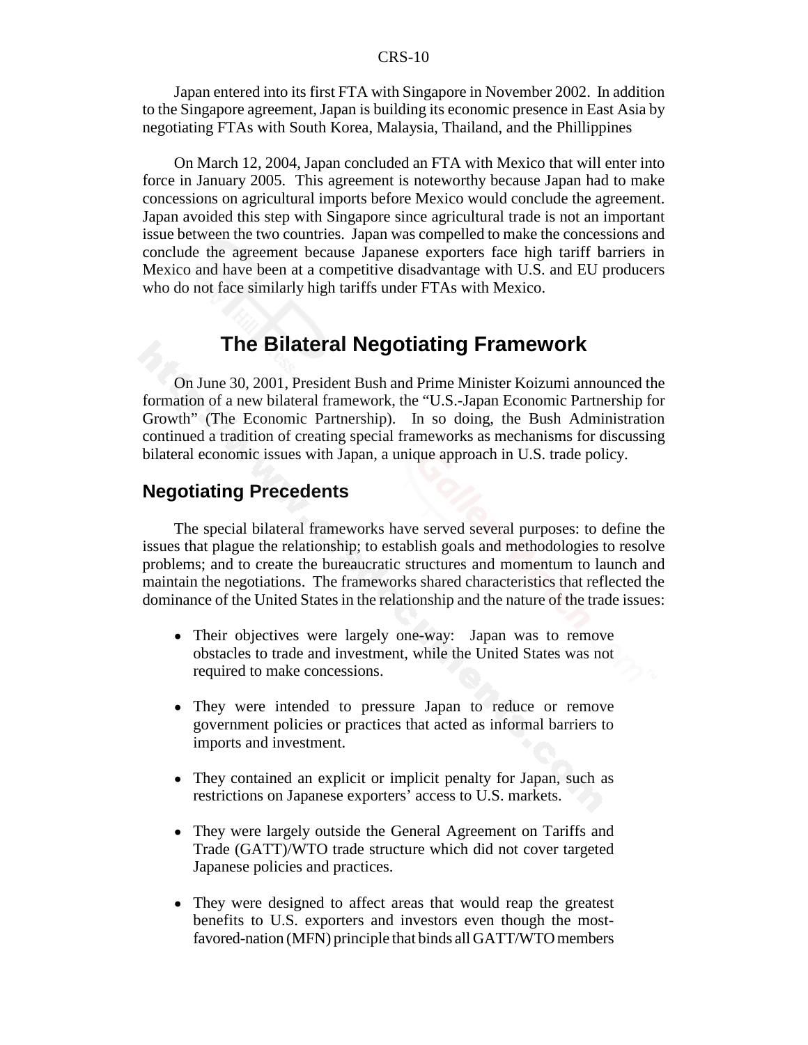Japan entered into its first FTA with Singapore in November 2002. In addition to the Singapore agreement, Japan is building its economic presence in East Asia by negotiating FTAs with South Korea, Malaysia, Thailand, and the Phillippines

On March 12, 2004, Japan concluded an FTA with Mexico that will enter into force in January 2005. This agreement is noteworthy because Japan had to make concessions on agricultural imports before Mexico would conclude the agreement. Japan avoided this step with Singapore since agricultural trade is not an important issue between the two countries. Japan was compelled to make the concessions and conclude the agreement because Japanese exporters face high tariff barriers in Mexico and have been at a competitive disadvantage with U.S. and EU producers who do not face similarly high tariffs under FTAs with Mexico.

# The Bilateral Negotiating Framework

On June 30, 2001, President Bush and Prime Minister Koizumi announced the formation of a new bilateral framework, the "U.S.-Japan Economic Partnership for Growth" (The Economic Partnership). In so doing, the Bush Administration continued a tradition of creating special frameworks as mechanisms for discussing bilateral economic issues with Japan, a unique approach in U.S. trade policy.

## Negotiating Precedents

The special bilateral frameworks have served several purposes: to define the issues that plague the relationship; to establish goals and methodologies to resolve problems; and to create the bureaucratic structures and momentum to launch and maintain the negotiations. The frameworks shared characteristics that reflected the dominance of the United States in the relationship and the nature of the trade issues:

- Their objectives were largely one-way: Japan was to remove obstacles to trade and investment, while the United States was not required to make concessions.
- They were intended to pressure Japan to reduce or remove government policies or practices that acted as informal barriers to imports and investment.
- They contained an explicit or implicit penalty for Japan, such as restrictions on Japanese exporters' access to U.S. markets.
- They were largely outside the General Agreement on Tariffs and Trade (GATT)/WTO trade structure which did not cover targeted Japanese policies and practices.
- They were designed to affect areas that would reap the greatest benefits to U.S. exporters and investors even though the most-favored-nation (MFN) principle that binds all GATT/WTO members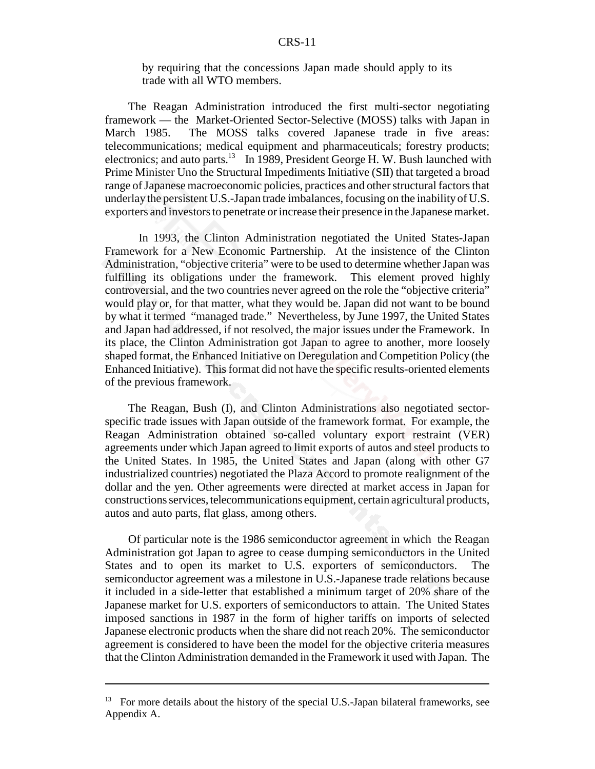by requiring that the concessions Japan made should apply to its trade with all WTO members.

The Reagan Administration introduced the first multi-sector negotiating framework — the Market-Oriented Sector-Selective (MOSS) talks with Japan in March 1985. The MOSS talks covered Japanese trade in five areas: telecommunications; medical equipment and pharmaceuticals; forestry products; electronics; and auto parts.[13] In 1989, President George H. W. Bush launched with Prime Minister Uno the Structural Impediments Initiative (SII) that targeted a broad range of Japanese macroeconomic policies, practices and other structural factors that underlay the persistent U.S.-Japan trade imbalances, focusing on the inability of U.S. exporters and investors to penetrate or increase their presence in the Japanese market.

In 1993, the Clinton Administration negotiated the United States-Japan Framework for a New Economic Partnership. At the insistence of the Clinton Administration, "objective criteria" were to be used to determine whether Japan was fulfilling its obligations under the framework. This element proved highly controversial, and the two countries never agreed on the role the "objective criteria" would play or, for that matter, what they would be. Japan did not want to be bound by what it termed "managed trade." Nevertheless, by June 1997, the United States and Japan had addressed, if not resolved, the major issues under the Framework. In its place, the Clinton Administration got Japan to agree to another, more loosely shaped format, the Enhanced Initiative on Deregulation and Competition Policy (the Enhanced Initiative). This format did not have the specific results-oriented elements of the previous framework.

The Reagan, Bush (I), and Clinton Administrations also negotiated sector-specific trade issues with Japan outside of the framework format. For example, the Reagan Administration obtained so-called voluntary export restraint (VER) agreements under which Japan agreed to limit exports of autos and steel products to the United States. In 1985, the United States and Japan (along with other G7 industrialized countries) negotiated the Plaza Accord to promote realignment of the dollar and the yen. Other agreements were directed at market access in Japan for constructions services, telecommunications equipment, certain agricultural products, autos and auto parts, flat glass, among others.

Of particular note is the 1986 semiconductor agreement in which the Reagan Administration got Japan to agree to cease dumping semiconductors in the United States and to open its market to U.S. exporters of semiconductors. The semiconductor agreement was a milestone in U.S.-Japanese trade relations because it included in a side-letter that established a minimum target of 20% share of the Japanese market for U.S. exporters of semiconductors to attain. The United States imposed sanctions in 1987 in the form of higher tariffs on imports of selected Japanese electronic products when the share did not reach 20%. The semiconductor agreement is considered to have been the model for the objective criteria measures that the Clinton Administration demanded in the Framework it used with Japan. The

---

[13] For more details about the history of the special U.S.-Japan bilateral frameworks, see Appendix A.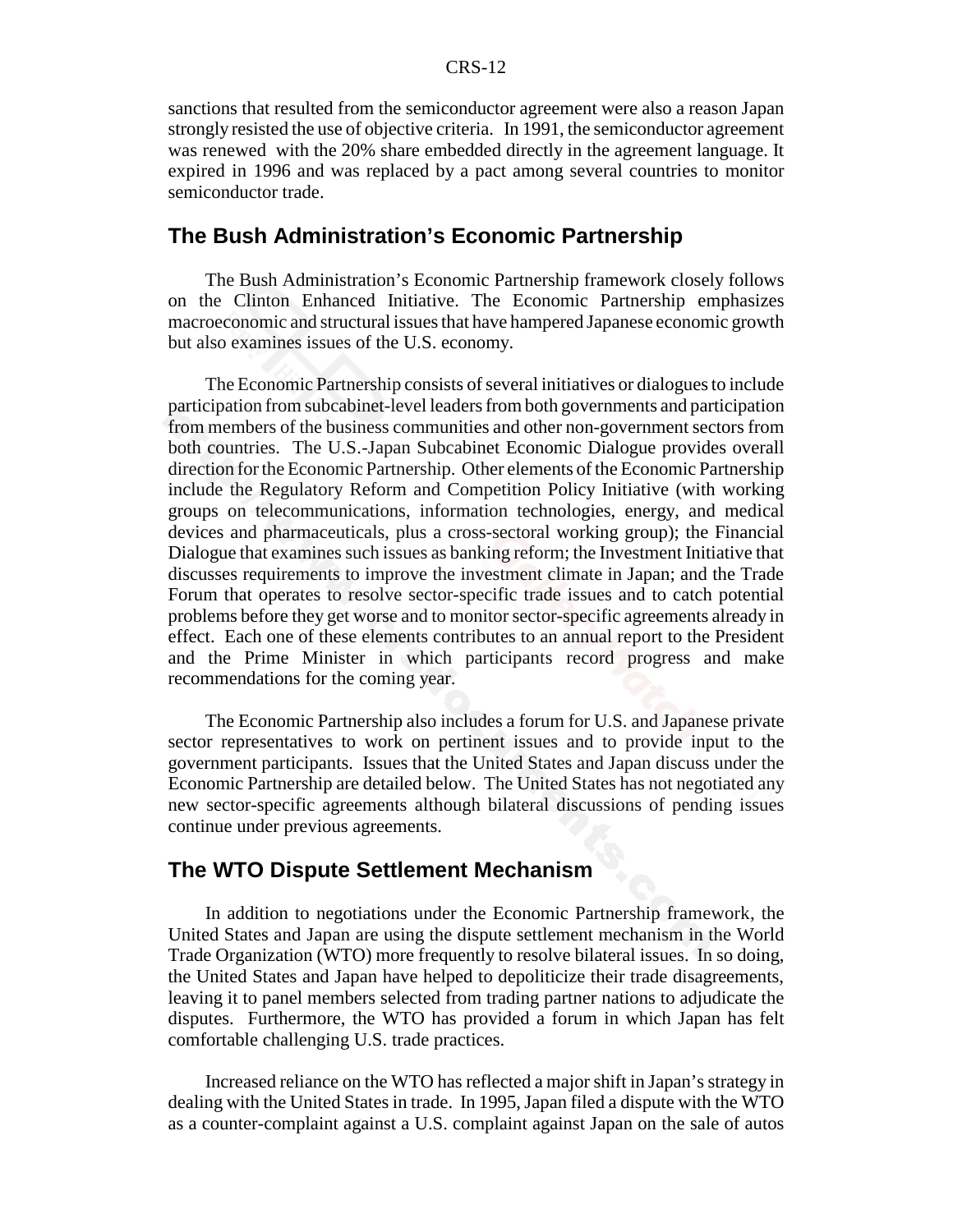sanctions that resulted from the semiconductor agreement were also a reason Japan strongly resisted the use of objective criteria. In 1991, the semiconductor agreement was renewed with the 20% share embedded directly in the agreement language. It expired in 1996 and was replaced by a pact among several countries to monitor semiconductor trade.

## The Bush Administration's Economic Partnership

The Bush Administration's Economic Partnership framework closely follows on the Clinton Enhanced Initiative. The Economic Partnership emphasizes macroeconomic and structural issues that have hampered Japanese economic growth but also examines issues of the U.S. economy.

The Economic Partnership consists of several initiatives or dialogues to include participation from subcabinet-level leaders from both governments and participation from members of the business communities and other non-government sectors from both countries. The U.S.-Japan Subcabinet Economic Dialogue provides overall direction for the Economic Partnership. Other elements of the Economic Partnership include the Regulatory Reform and Competition Policy Initiative (with working groups on telecommunications, information technologies, energy, and medical devices and pharmaceuticals, plus a cross-sectoral working group); the Financial Dialogue that examines such issues as banking reform; the Investment Initiative that discusses requirements to improve the investment climate in Japan; and the Trade Forum that operates to resolve sector-specific trade issues and to catch potential problems before they get worse and to monitor sector-specific agreements already in effect. Each one of these elements contributes to an annual report to the President and the Prime Minister in which participants record progress and make recommendations for the coming year.

The Economic Partnership also includes a forum for U.S. and Japanese private sector representatives to work on pertinent issues and to provide input to the government participants. Issues that the United States and Japan discuss under the Economic Partnership are detailed below. The United States has not negotiated any new sector-specific agreements although bilateral discussions of pending issues continue under previous agreements.

## The WTO Dispute Settlement Mechanism

In addition to negotiations under the Economic Partnership framework, the United States and Japan are using the dispute settlement mechanism in the World Trade Organization (WTO) more frequently to resolve bilateral issues. In so doing, the United States and Japan have helped to depoliticize their trade disagreements, leaving it to panel members selected from trading partner nations to adjudicate the disputes. Furthermore, the WTO has provided a forum in which Japan has felt comfortable challenging U.S. trade practices.

Increased reliance on the WTO has reflected a major shift in Japan's strategy in dealing with the United States in trade. In 1995, Japan filed a dispute with the WTO as a counter-complaint against a U.S. complaint against Japan on the sale of autos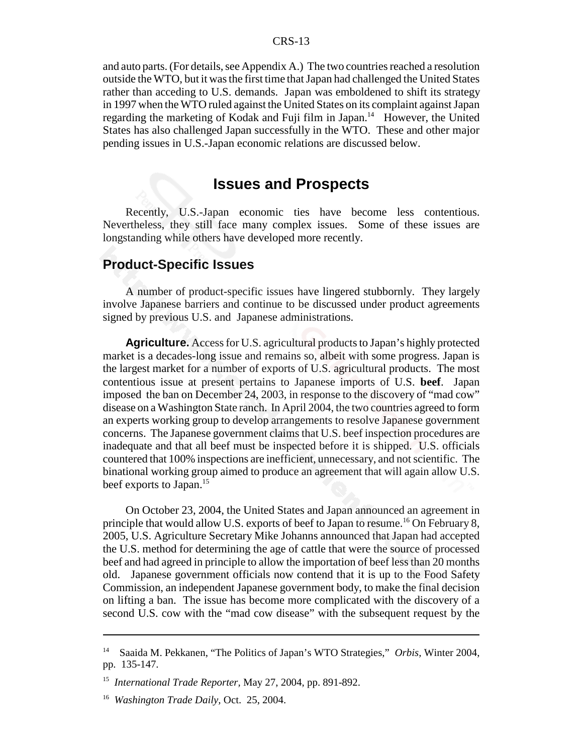and auto parts. (For details, see Appendix A.) The two countries reached a resolution outside the WTO, but it was the first time that Japan had challenged the United States rather than acceding to U.S. demands. Japan was emboldened to shift its strategy in 1997 when the WTO ruled against the United States on its complaint against Japan regarding the marketing of Kodak and Fuji film in Japan.[14] However, the United States has also challenged Japan successfully in the WTO. These and other major pending issues in U.S.-Japan economic relations are discussed below.

# Issues and Prospects

Recently, U.S.-Japan economic ties have become less contentious. Nevertheless, they still face many complex issues. Some of these issues are longstanding while others have developed more recently.

## Product-Specific Issues

A number of product-specific issues have lingered stubbornly. They largely involve Japanese barriers and continue to be discussed under product agreements signed by previous U.S. and Japanese administrations.

**Agriculture.** Access for U.S. agricultural products to Japan's highly protected market is a decades-long issue and remains so, albeit with some progress. Japan is the largest market for a number of exports of U.S. agricultural products. The most contentious issue at present pertains to Japanese imports of U.S. **beef**. Japan imposed the ban on December 24, 2003, in response to the discovery of "mad cow" disease on a Washington State ranch. In April 2004, the two countries agreed to form an experts working group to develop arrangements to resolve Japanese government concerns. The Japanese government claims that U.S. beef inspection procedures are inadequate and that all beef must be inspected before it is shipped. U.S. officials countered that 100% inspections are inefficient, unnecessary, and not scientific. The binational working group aimed to produce an agreement that will again allow U.S. beef exports to Japan.[15]

On October 23, 2004, the United States and Japan announced an agreement in principle that would allow U.S. exports of beef to Japan to resume.[16] On February 8, 2005, U.S. Agriculture Secretary Mike Johanns announced that Japan had accepted the U.S. method for determining the age of cattle that were the source of processed beef and had agreed in principle to allow the importation of beef less than 20 months old. Japanese government officials now contend that it is up to the Food Safety Commission, an independent Japanese government body, to make the final decision on lifting a ban. The issue has become more complicated with the discovery of a second U.S. cow with the "mad cow disease" with the subsequent request by the

---

[14] Saaida M. Pekkanen, "The Politics of Japan's WTO Strategies," *Orbis,* Winter 2004, pp. 135-147.

[15] *International Trade Reporter,* May 27, 2004, pp. 891-892.

[16] *Washington Trade Daily,* Oct. 25, 2004.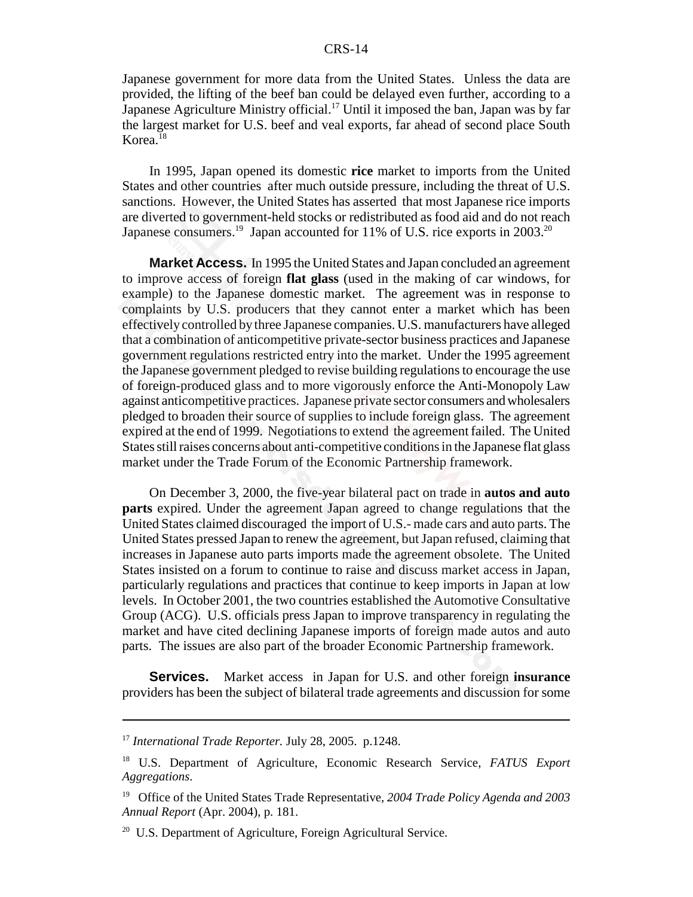Japanese government for more data from the United States. Unless the data are provided, the lifting of the beef ban could be delayed even further, according to a Japanese Agriculture Ministry official.[17] Until it imposed the ban, Japan was by far the largest market for U.S. beef and veal exports, far ahead of second place South Korea.[18]

In 1995, Japan opened its domestic **rice** market to imports from the United States and other countries after much outside pressure, including the threat of U.S. sanctions. However, the United States has asserted that most Japanese rice imports are diverted to government-held stocks or redistributed as food aid and do not reach Japanese consumers.[19] Japan accounted for 11% of U.S. rice exports in 2003.[20]

**Market Access.** In 1995 the United States and Japan concluded an agreement to improve access of foreign **flat glass** (used in the making of car windows, for example) to the Japanese domestic market. The agreement was in response to complaints by U.S. producers that they cannot enter a market which has been effectively controlled by three Japanese companies. U.S. manufacturers have alleged that a combination of anticompetitive private-sector business practices and Japanese government regulations restricted entry into the market. Under the 1995 agreement the Japanese government pledged to revise building regulations to encourage the use of foreign-produced glass and to more vigorously enforce the Anti-Monopoly Law against anticompetitive practices. Japanese private sector consumers and wholesalers pledged to broaden their source of supplies to include foreign glass. The agreement expired at the end of 1999. Negotiations to extend the agreement failed. The United States still raises concerns about anti-competitive conditions in the Japanese flat glass market under the Trade Forum of the Economic Partnership framework.

On December 3, 2000, the five-year bilateral pact on trade in **autos and auto parts** expired. Under the agreement Japan agreed to change regulations that the United States claimed discouraged the import of U.S.- made cars and auto parts. The United States pressed Japan to renew the agreement, but Japan refused, claiming that increases in Japanese auto parts imports made the agreement obsolete. The United States insisted on a forum to continue to raise and discuss market access in Japan, particularly regulations and practices that continue to keep imports in Japan at low levels. In October 2001, the two countries established the Automotive Consultative Group (ACG). U.S. officials press Japan to improve transparency in regulating the market and have cited declining Japanese imports of foreign made autos and auto parts. The issues are also part of the broader Economic Partnership framework.

**Services.** Market access in Japan for U.S. and other foreign **insurance** providers has been the subject of bilateral trade agreements and discussion for some

---

[17] *International Trade Reporter.* July 28, 2005. p.1248.

[18] U.S. Department of Agriculture, Economic Research Service, *FATUS Export Aggregations*.

[19] Office of the United States Trade Representative, *2004 Trade Policy Agenda and 2003 Annual Report* (Apr. 2004), p. 181.

[20] U.S. Department of Agriculture, Foreign Agricultural Service.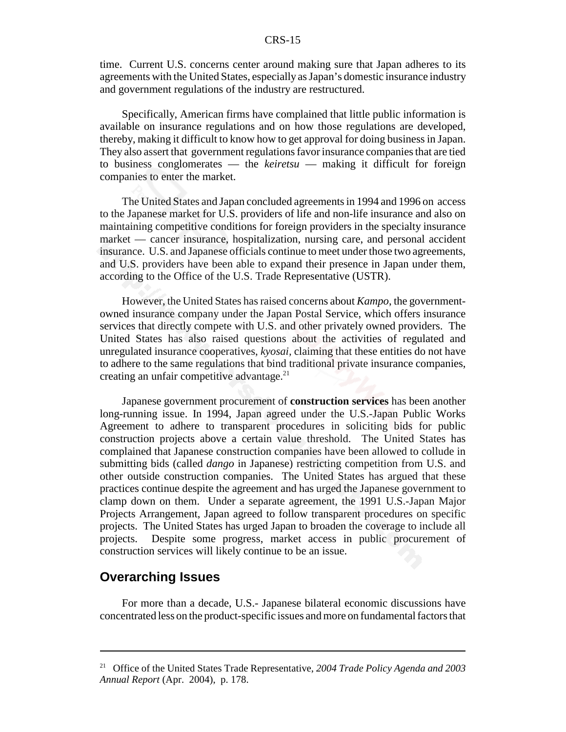time. Current U.S. concerns center around making sure that Japan adheres to its agreements with the United States, especially as Japan's domestic insurance industry and government regulations of the industry are restructured.

Specifically, American firms have complained that little public information is available on insurance regulations and on how those regulations are developed, thereby, making it difficult to know how to get approval for doing business in Japan. They also assert that government regulations favor insurance companies that are tied to business conglomerates — the *keiretsu* — making it difficult for foreign companies to enter the market.

The United States and Japan concluded agreements in 1994 and 1996 on access to the Japanese market for U.S. providers of life and non-life insurance and also on maintaining competitive conditions for foreign providers in the specialty insurance market — cancer insurance, hospitalization, nursing care, and personal accident insurance. U.S. and Japanese officials continue to meet under those two agreements, and U.S. providers have been able to expand their presence in Japan under them, according to the Office of the U.S. Trade Representative (USTR).

However, the United States has raised concerns about *Kampo*, the government-owned insurance company under the Japan Postal Service, which offers insurance services that directly compete with U.S. and other privately owned providers. The United States has also raised questions about the activities of regulated and unregulated insurance cooperatives, *kyosai*, claiming that these entities do not have to adhere to the same regulations that bind traditional private insurance companies, creating an unfair competitive advantage.[21]

Japanese government procurement of **construction services** has been another long-running issue. In 1994, Japan agreed under the U.S.-Japan Public Works Agreement to adhere to transparent procedures in soliciting bids for public construction projects above a certain value threshold. The United States has complained that Japanese construction companies have been allowed to collude in submitting bids (called *dango* in Japanese) restricting competition from U.S. and other outside construction companies. The United States has argued that these practices continue despite the agreement and has urged the Japanese government to clamp down on them. Under a separate agreement, the 1991 U.S.-Japan Major Projects Arrangement, Japan agreed to follow transparent procedures on specific projects. The United States has urged Japan to broaden the coverage to include all projects. Despite some progress, market access in public procurement of construction services will likely continue to be an issue.

## Overarching Issues

For more than a decade, U.S.- Japanese bilateral economic discussions have concentrated less on the product-specific issues and more on fundamental factors that

---

[21] Office of the United States Trade Representative, *2004 Trade Policy Agenda and 2003 Annual Report* (Apr. 2004), p. 178.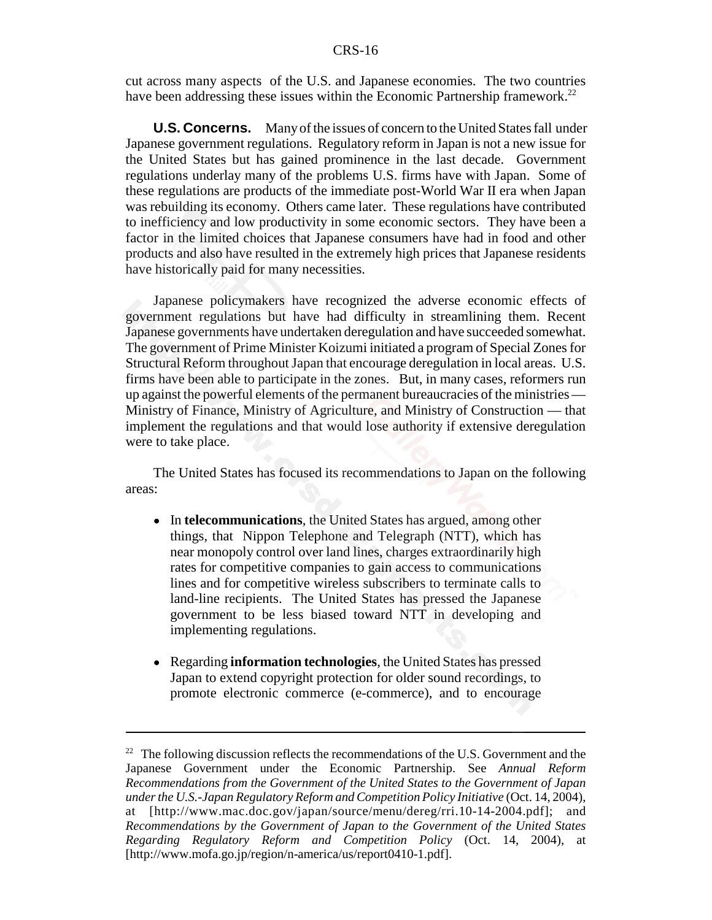cut across many aspects of the U.S. and Japanese economies. The two countries have been addressing these issues within the Economic Partnership framework.[22]

**U.S. Concerns.** Many of the issues of concern to the United States fall under Japanese government regulations. Regulatory reform in Japan is not a new issue for the United States but has gained prominence in the last decade. Government regulations underlay many of the problems U.S. firms have with Japan. Some of these regulations are products of the immediate post-World War II era when Japan was rebuilding its economy. Others came later. These regulations have contributed to inefficiency and low productivity in some economic sectors. They have been a factor in the limited choices that Japanese consumers have had in food and other products and also have resulted in the extremely high prices that Japanese residents have historically paid for many necessities.

Japanese policymakers have recognized the adverse economic effects of government regulations but have had difficulty in streamlining them. Recent Japanese governments have undertaken deregulation and have succeeded somewhat. The government of Prime Minister Koizumi initiated a program of Special Zones for Structural Reform throughout Japan that encourage deregulation in local areas. U.S. firms have been able to participate in the zones. But, in many cases, reformers run up against the powerful elements of the permanent bureaucracies of the ministries — Ministry of Finance, Ministry of Agriculture, and Ministry of Construction — that implement the regulations and that would lose authority if extensive deregulation were to take place.

The United States has focused its recommendations to Japan on the following areas:

- In **telecommunications**, the United States has argued, among other things, that Nippon Telephone and Telegraph (NTT), which has near monopoly control over land lines, charges extraordinarily high rates for competitive companies to gain access to communications lines and for competitive wireless subscribers to terminate calls to land-line recipients. The United States has pressed the Japanese government to be less biased toward NTT in developing and implementing regulations.

- Regarding **information technologies**, the United States has pressed Japan to extend copyright protection for older sound recordings, to promote electronic commerce (e-commerce), and to encourage

---

[22] The following discussion reflects the recommendations of the U.S. Government and the Japanese Government under the Economic Partnership. See *Annual Reform Recommendations from the Government of the United States to the Government of Japan under the U.S.-Japan Regulatory Reform and Competition Policy Initiative* (Oct. 14, 2004), at [http://www.mac.doc.gov/japan/source/menu/dereg/rri.10-14-2004.pdf]; and *Recommendations by the Government of Japan to the Government of the United States Regarding Regulatory Reform and Competition Policy* (Oct. 14, 2004), at [http://www.mofa.go.jp/region/n-america/us/report0410-1.pdf].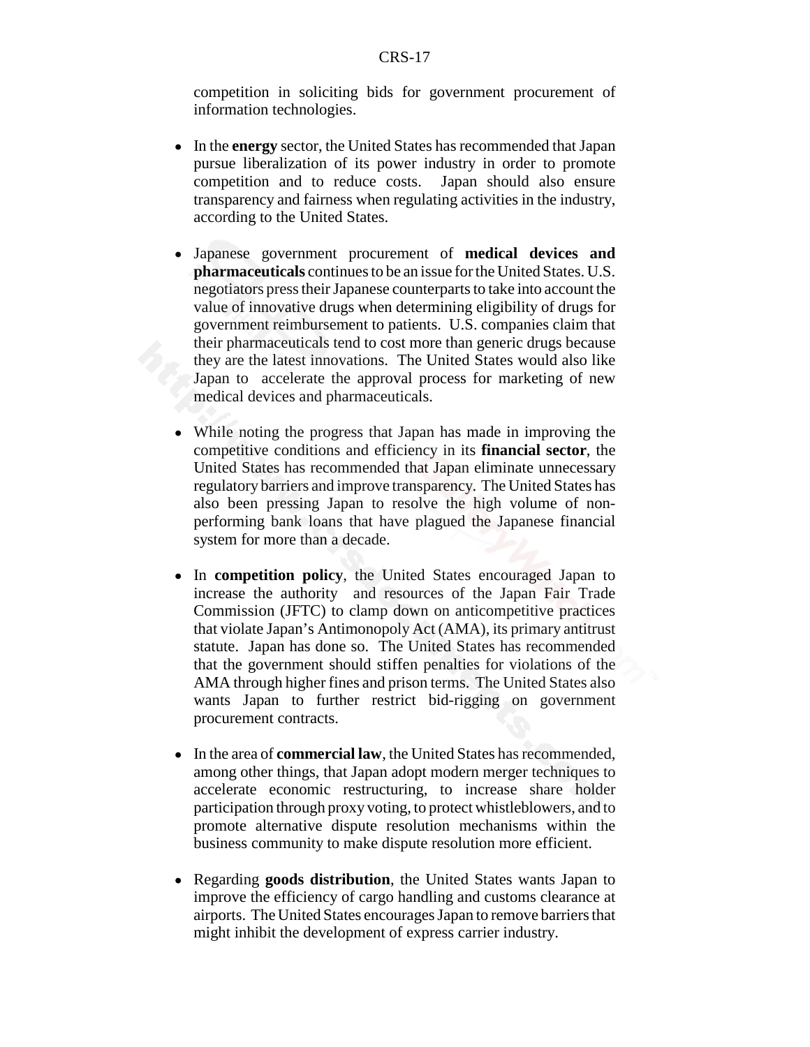competition in soliciting bids for government procurement of information technologies.

- In the **energy** sector, the United States has recommended that Japan pursue liberalization of its power industry in order to promote competition and to reduce costs. Japan should also ensure transparency and fairness when regulating activities in the industry, according to the United States.

- Japanese government procurement of **medical devices and pharmaceuticals** continues to be an issue for the United States. U.S. negotiators press their Japanese counterparts to take into account the value of innovative drugs when determining eligibility of drugs for government reimbursement to patients. U.S. companies claim that their pharmaceuticals tend to cost more than generic drugs because they are the latest innovations. The United States would also like Japan to accelerate the approval process for marketing of new medical devices and pharmaceuticals.

- While noting the progress that Japan has made in improving the competitive conditions and efficiency in its **financial sector**, the United States has recommended that Japan eliminate unnecessary regulatory barriers and improve transparency. The United States has also been pressing Japan to resolve the high volume of non-performing bank loans that have plagued the Japanese financial system for more than a decade.

- In **competition policy**, the United States encouraged Japan to increase the authority and resources of the Japan Fair Trade Commission (JFTC) to clamp down on anticompetitive practices that violate Japan's Antimonopoly Act (AMA), its primary antitrust statute. Japan has done so. The United States has recommended that the government should stiffen penalties for violations of the AMA through higher fines and prison terms. The United States also wants Japan to further restrict bid-rigging on government procurement contracts.

- In the area of **commercial law**, the United States has recommended, among other things, that Japan adopt modern merger techniques to accelerate economic restructuring, to increase share holder participation through proxy voting, to protect whistleblowers, and to promote alternative dispute resolution mechanisms within the business community to make dispute resolution more efficient.

- Regarding **goods distribution**, the United States wants Japan to improve the efficiency of cargo handling and customs clearance at airports. The United States encourages Japan to remove barriers that might inhibit the development of express carrier industry.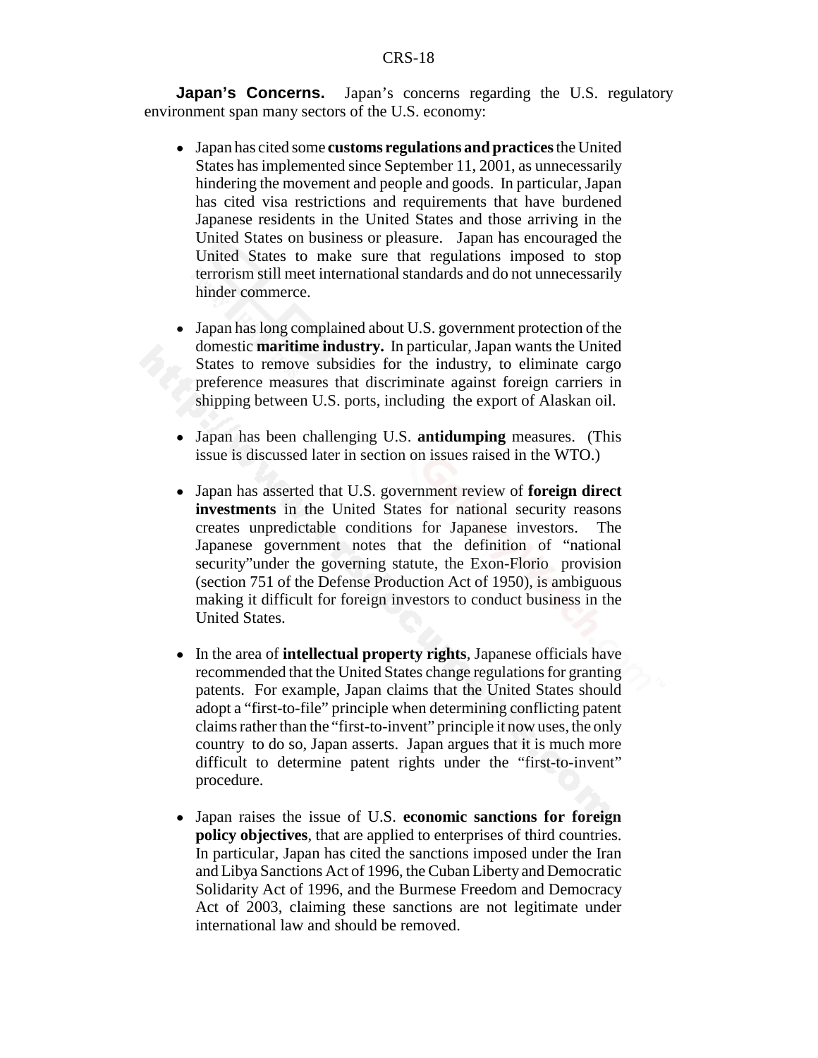**Japan's Concerns.** Japan's concerns regarding the U.S. regulatory environment span many sectors of the U.S. economy:

- Japan has cited some **customs regulations and practices** the United States has implemented since September 11, 2001, as unnecessarily hindering the movement and people and goods. In particular, Japan has cited visa restrictions and requirements that have burdened Japanese residents in the United States and those arriving in the United States on business or pleasure. Japan has encouraged the United States to make sure that regulations imposed to stop terrorism still meet international standards and do not unnecessarily hinder commerce.

- Japan has long complained about U.S. government protection of the domestic **maritime industry.** In particular, Japan wants the United States to remove subsidies for the industry, to eliminate cargo preference measures that discriminate against foreign carriers in shipping between U.S. ports, including the export of Alaskan oil.

- Japan has been challenging U.S. **antidumping** measures. (This issue is discussed later in section on issues raised in the WTO.)

- Japan has asserted that U.S. government review of **foreign direct investments** in the United States for national security reasons creates unpredictable conditions for Japanese investors. The Japanese government notes that the definition of "national security"under the governing statute, the Exon-Florio provision (section 751 of the Defense Production Act of 1950), is ambiguous making it difficult for foreign investors to conduct business in the United States.

- In the area of **intellectual property rights**, Japanese officials have recommended that the United States change regulations for granting patents. For example, Japan claims that the United States should adopt a "first-to-file" principle when determining conflicting patent claims rather than the "first-to-invent" principle it now uses, the only country to do so, Japan asserts. Japan argues that it is much more difficult to determine patent rights under the "first-to-invent" procedure.

- Japan raises the issue of U.S. **economic sanctions for foreign policy objectives**, that are applied to enterprises of third countries. In particular, Japan has cited the sanctions imposed under the Iran and Libya Sanctions Act of 1996, the Cuban Liberty and Democratic Solidarity Act of 1996, and the Burmese Freedom and Democracy Act of 2003, claiming these sanctions are not legitimate under international law and should be removed.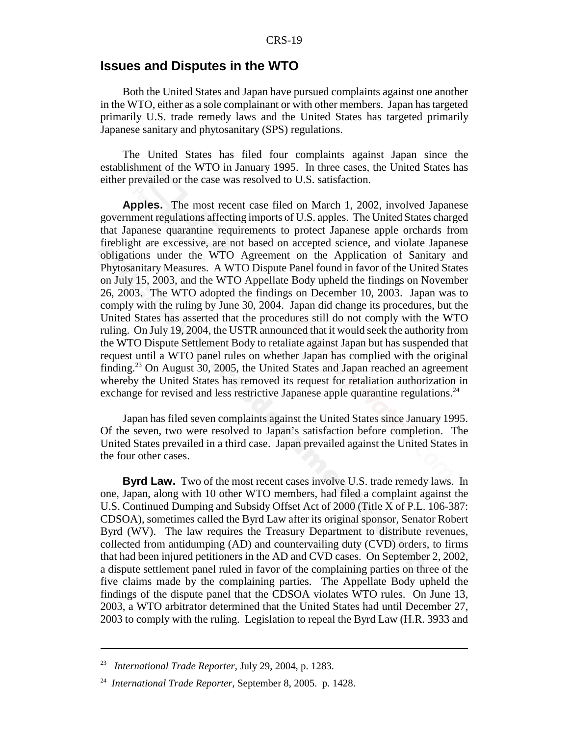## Issues and Disputes in the WTO

Both the United States and Japan have pursued complaints against one another in the WTO, either as a sole complainant or with other members. Japan has targeted primarily U.S. trade remedy laws and the United States has targeted primarily Japanese sanitary and phytosanitary (SPS) regulations.

The United States has filed four complaints against Japan since the establishment of the WTO in January 1995. In three cases, the United States has either prevailed or the case was resolved to U.S. satisfaction.

**Apples.** The most recent case filed on March 1, 2002, involved Japanese government regulations affecting imports of U.S. apples. The United States charged that Japanese quarantine requirements to protect Japanese apple orchards from fireblight are excessive, are not based on accepted science, and violate Japanese obligations under the WTO Agreement on the Application of Sanitary and Phytosanitary Measures. A WTO Dispute Panel found in favor of the United States on July 15, 2003, and the WTO Appellate Body upheld the findings on November 26, 2003. The WTO adopted the findings on December 10, 2003. Japan was to comply with the ruling by June 30, 2004. Japan did change its procedures, but the United States has asserted that the procedures still do not comply with the WTO ruling. On July 19, 2004, the USTR announced that it would seek the authority from the WTO Dispute Settlement Body to retaliate against Japan but has suspended that request until a WTO panel rules on whether Japan has complied with the original finding.[23] On August 30, 2005, the United States and Japan reached an agreement whereby the United States has removed its request for retaliation authorization in exchange for revised and less restrictive Japanese apple quarantine regulations.[24]

Japan has filed seven complaints against the United States since January 1995. Of the seven, two were resolved to Japan's satisfaction before completion. The United States prevailed in a third case. Japan prevailed against the United States in the four other cases.

**Byrd Law.** Two of the most recent cases involve U.S. trade remedy laws. In one, Japan, along with 10 other WTO members, had filed a complaint against the U.S. Continued Dumping and Subsidy Offset Act of 2000 (Title X of P.L. 106-387: CDSOA), sometimes called the Byrd Law after its original sponsor, Senator Robert Byrd (WV). The law requires the Treasury Department to distribute revenues, collected from antidumping (AD) and countervailing duty (CVD) orders, to firms that had been injured petitioners in the AD and CVD cases. On September 2, 2002, a dispute settlement panel ruled in favor of the complaining parties on three of the five claims made by the complaining parties. The Appellate Body upheld the findings of the dispute panel that the CDSOA violates WTO rules. On June 13, 2003, a WTO arbitrator determined that the United States had until December 27, 2003 to comply with the ruling. Legislation to repeal the Byrd Law (H.R. 3933 and

---

[23] *International Trade Reporter*, July 29, 2004, p. 1283.

[24] *International Trade Reporter*, September 8, 2005. p. 1428.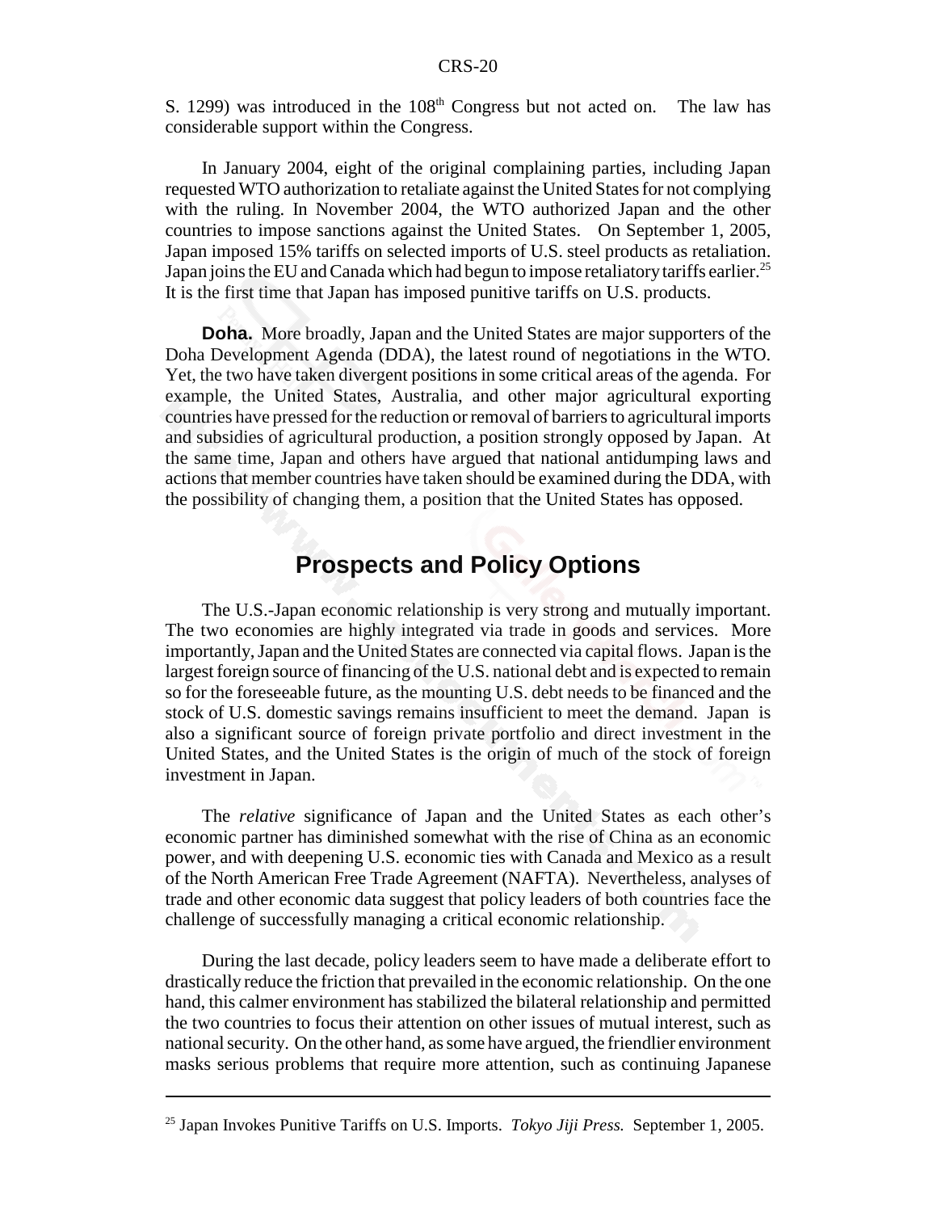S. 1299) was introduced in the 108th Congress but not acted on. The law has considerable support within the Congress.

In January 2004, eight of the original complaining parties, including Japan requested WTO authorization to retaliate against the United States for not complying with the ruling. In November 2004, the WTO authorized Japan and the other countries to impose sanctions against the United States. On September 1, 2005, Japan imposed 15% tariffs on selected imports of U.S. steel products as retaliation. Japan joins the EU and Canada which had begun to impose retaliatory tariffs earlier.[25] It is the first time that Japan has imposed punitive tariffs on U.S. products.

**Doha.** More broadly, Japan and the United States are major supporters of the Doha Development Agenda (DDA), the latest round of negotiations in the WTO. Yet, the two have taken divergent positions in some critical areas of the agenda. For example, the United States, Australia, and other major agricultural exporting countries have pressed for the reduction or removal of barriers to agricultural imports and subsidies of agricultural production, a position strongly opposed by Japan. At the same time, Japan and others have argued that national antidumping laws and actions that member countries have taken should be examined during the DDA, with the possibility of changing them, a position that the United States has opposed.

## Prospects and Policy Options

The U.S.-Japan economic relationship is very strong and mutually important. The two economies are highly integrated via trade in goods and services. More importantly, Japan and the United States are connected via capital flows. Japan is the largest foreign source of financing of the U.S. national debt and is expected to remain so for the foreseeable future, as the mounting U.S. debt needs to be financed and the stock of U.S. domestic savings remains insufficient to meet the demand. Japan is also a significant source of foreign private portfolio and direct investment in the United States, and the United States is the origin of much of the stock of foreign investment in Japan.

The *relative* significance of Japan and the United States as each other's economic partner has diminished somewhat with the rise of China as an economic power, and with deepening U.S. economic ties with Canada and Mexico as a result of the North American Free Trade Agreement (NAFTA). Nevertheless, analyses of trade and other economic data suggest that policy leaders of both countries face the challenge of successfully managing a critical economic relationship.

During the last decade, policy leaders seem to have made a deliberate effort to drastically reduce the friction that prevailed in the economic relationship. On the one hand, this calmer environment has stabilized the bilateral relationship and permitted the two countries to focus their attention on other issues of mutual interest, such as national security. On the other hand, as some have argued, the friendlier environment masks serious problems that require more attention, such as continuing Japanese

---

[25] Japan Invokes Punitive Tariffs on U.S. Imports. *Tokyo Jiji Press.* September 1, 2005.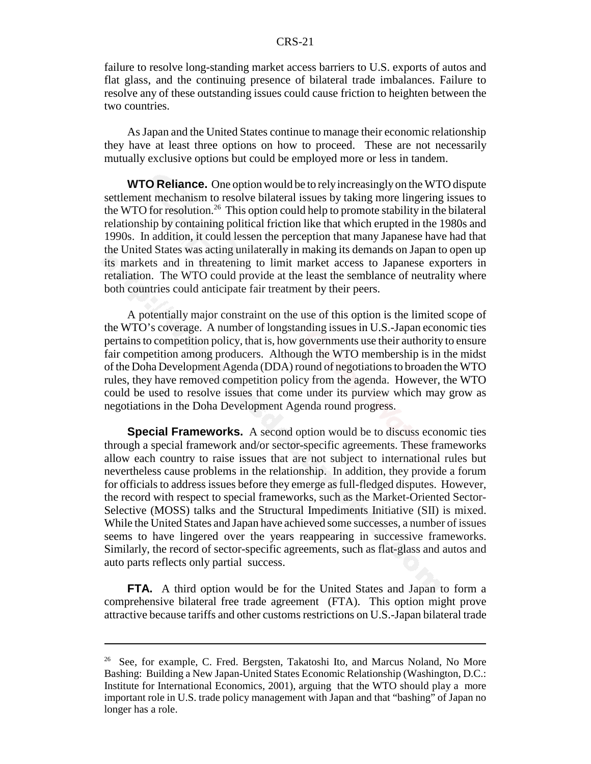failure to resolve long-standing market access barriers to U.S. exports of autos and flat glass, and the continuing presence of bilateral trade imbalances. Failure to resolve any of these outstanding issues could cause friction to heighten between the two countries.

As Japan and the United States continue to manage their economic relationship they have at least three options on how to proceed. These are not necessarily mutually exclusive options but could be employed more or less in tandem.

**WTO Reliance.** One option would be to rely increasingly on the WTO dispute settlement mechanism to resolve bilateral issues by taking more lingering issues to the WTO for resolution.[26] This option could help to promote stability in the bilateral relationship by containing political friction like that which erupted in the 1980s and 1990s. In addition, it could lessen the perception that many Japanese have had that the United States was acting unilaterally in making its demands on Japan to open up its markets and in threatening to limit market access to Japanese exporters in retaliation. The WTO could provide at the least the semblance of neutrality where both countries could anticipate fair treatment by their peers.

A potentially major constraint on the use of this option is the limited scope of the WTO's coverage. A number of longstanding issues in U.S.-Japan economic ties pertains to competition policy, that is, how governments use their authority to ensure fair competition among producers. Although the WTO membership is in the midst of the Doha Development Agenda (DDA) round of negotiations to broaden the WTO rules, they have removed competition policy from the agenda. However, the WTO could be used to resolve issues that come under its purview which may grow as negotiations in the Doha Development Agenda round progress.

**Special Frameworks.** A second option would be to discuss economic ties through a special framework and/or sector-specific agreements. These frameworks allow each country to raise issues that are not subject to international rules but nevertheless cause problems in the relationship. In addition, they provide a forum for officials to address issues before they emerge as full-fledged disputes. However, the record with respect to special frameworks, such as the Market-Oriented Sector-Selective (MOSS) talks and the Structural Impediments Initiative (SII) is mixed. While the United States and Japan have achieved some successes, a number of issues seems to have lingered over the years reappearing in successive frameworks. Similarly, the record of sector-specific agreements, such as flat-glass and autos and auto parts reflects only partial success.

**FTA.** A third option would be for the United States and Japan to form a comprehensive bilateral free trade agreement (FTA). This option might prove attractive because tariffs and other customs restrictions on U.S.-Japan bilateral trade

---

[26] See, for example, C. Fred. Bergsten, Takatoshi Ito, and Marcus Noland, No More Bashing: Building a New Japan-United States Economic Relationship (Washington, D.C.: Institute for International Economics, 2001), arguing that the WTO should play a more important role in U.S. trade policy management with Japan and that "bashing" of Japan no longer has a role.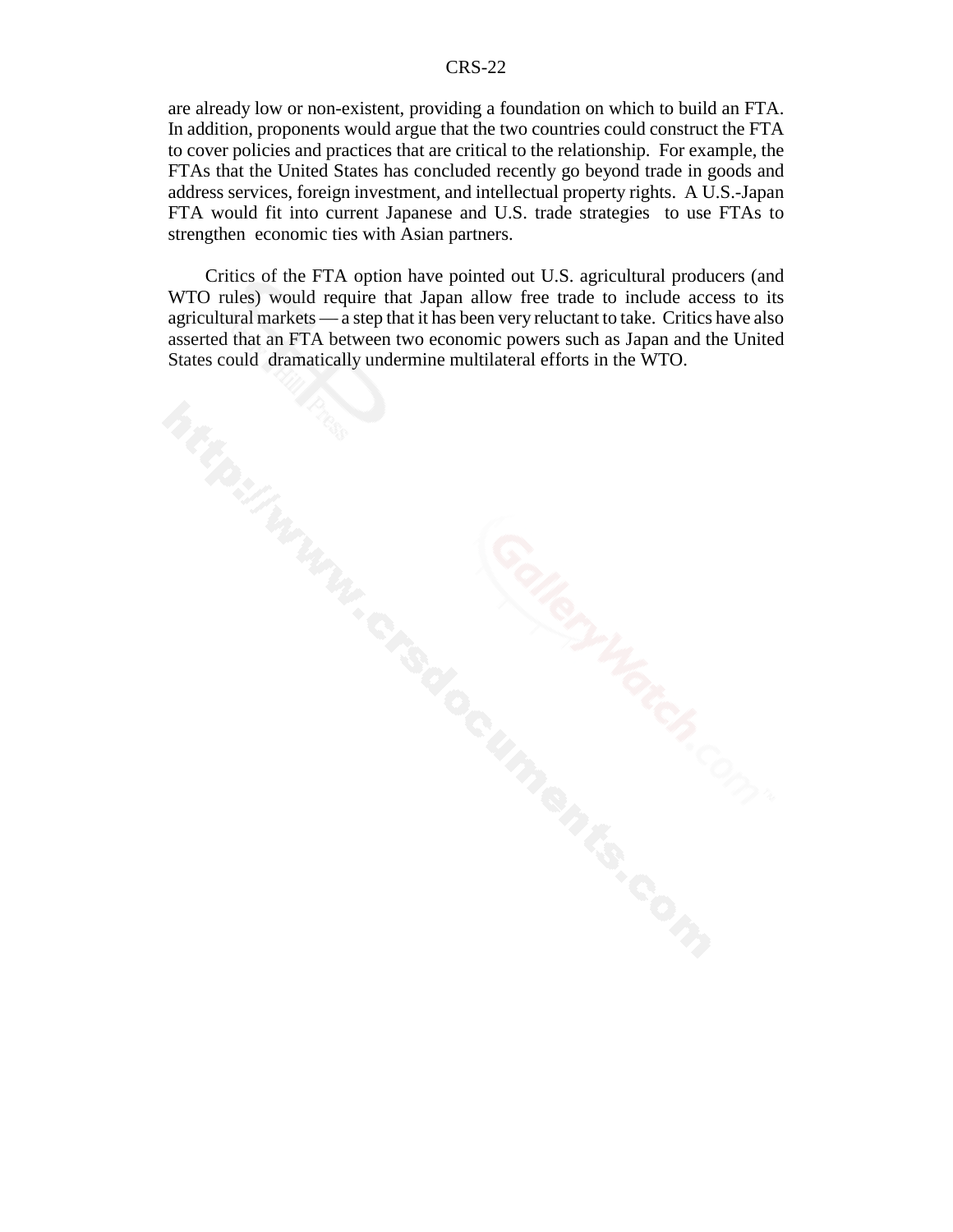are already low or non-existent, providing a foundation on which to build an FTA. In addition, proponents would argue that the two countries could construct the FTA to cover policies and practices that are critical to the relationship. For example, the FTAs that the United States has concluded recently go beyond trade in goods and address services, foreign investment, and intellectual property rights. A U.S.-Japan FTA would fit into current Japanese and U.S. trade strategies to use FTAs to strengthen economic ties with Asian partners.

Critics of the FTA option have pointed out U.S. agricultural producers (and WTO rules) would require that Japan allow free trade to include access to its agricultural markets — a step that it has been very reluctant to take. Critics have also asserted that an FTA between two economic powers such as Japan and the United States could dramatically undermine multilateral efforts in the WTO.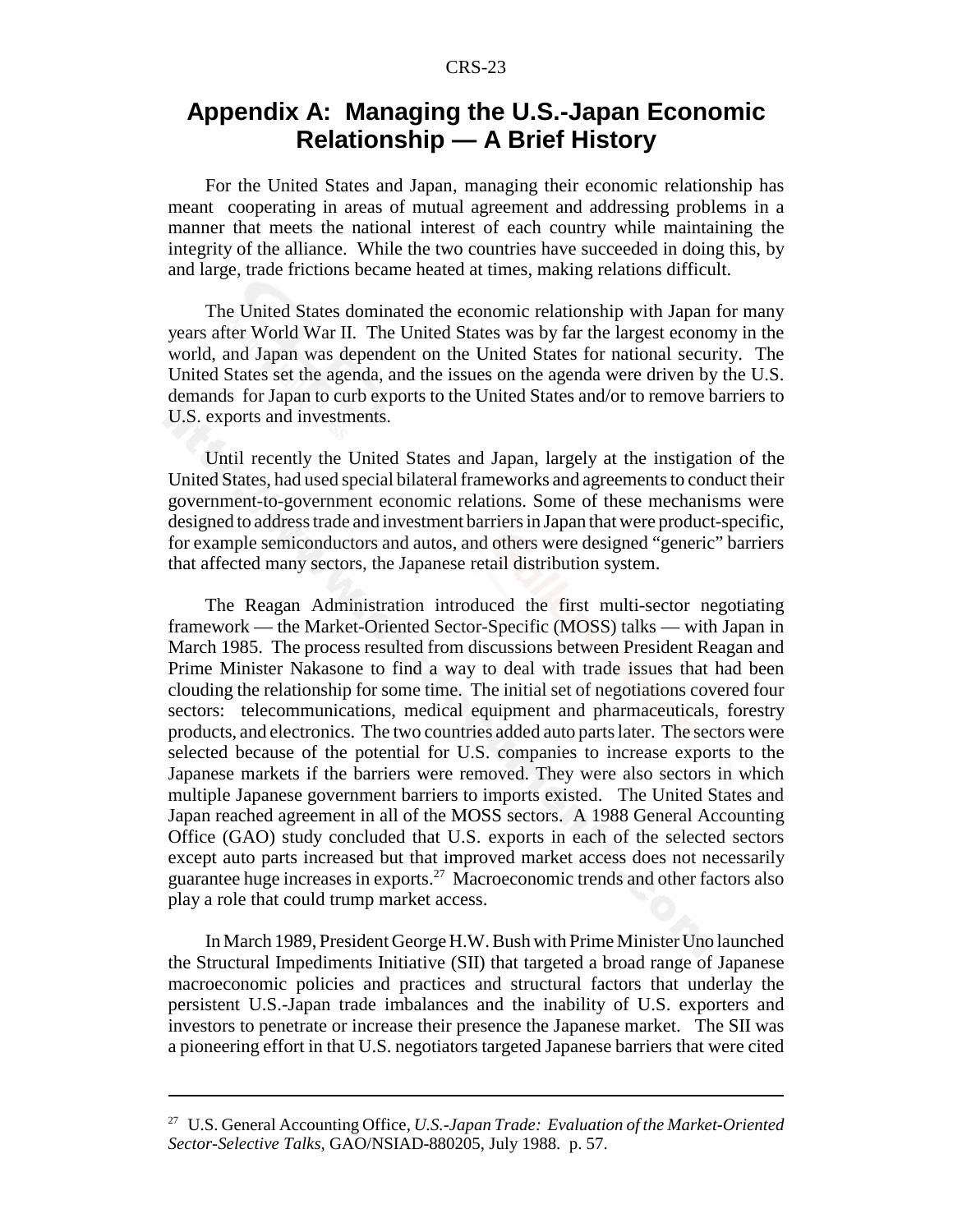# Appendix A: Managing the U.S.-Japan Economic Relationship — A Brief History

For the United States and Japan, managing their economic relationship has meant cooperating in areas of mutual agreement and addressing problems in a manner that meets the national interest of each country while maintaining the integrity of the alliance. While the two countries have succeeded in doing this, by and large, trade frictions became heated at times, making relations difficult.

The United States dominated the economic relationship with Japan for many years after World War II. The United States was by far the largest economy in the world, and Japan was dependent on the United States for national security. The United States set the agenda, and the issues on the agenda were driven by the U.S. demands for Japan to curb exports to the United States and/or to remove barriers to U.S. exports and investments.

Until recently the United States and Japan, largely at the instigation of the United States, had used special bilateral frameworks and agreements to conduct their government-to-government economic relations. Some of these mechanisms were designed to address trade and investment barriers in Japan that were product-specific, for example semiconductors and autos, and others were designed "generic" barriers that affected many sectors, the Japanese retail distribution system.

The Reagan Administration introduced the first multi-sector negotiating framework — the Market-Oriented Sector-Specific (MOSS) talks — with Japan in March 1985. The process resulted from discussions between President Reagan and Prime Minister Nakasone to find a way to deal with trade issues that had been clouding the relationship for some time. The initial set of negotiations covered four sectors: telecommunications, medical equipment and pharmaceuticals, forestry products, and electronics. The two countries added auto parts later. The sectors were selected because of the potential for U.S. companies to increase exports to the Japanese markets if the barriers were removed. They were also sectors in which multiple Japanese government barriers to imports existed. The United States and Japan reached agreement in all of the MOSS sectors. A 1988 General Accounting Office (GAO) study concluded that U.S. exports in each of the selected sectors except auto parts increased but that improved market access does not necessarily guarantee huge increases in exports.[27] Macroeconomic trends and other factors also play a role that could trump market access.

In March 1989, President George H.W. Bush with Prime Minister Uno launched the Structural Impediments Initiative (SII) that targeted a broad range of Japanese macroeconomic policies and practices and structural factors that underlay the persistent U.S.-Japan trade imbalances and the inability of U.S. exporters and investors to penetrate or increase their presence the Japanese market. The SII was a pioneering effort in that U.S. negotiators targeted Japanese barriers that were cited

---

[27] U.S. General Accounting Office, *U.S.-Japan Trade: Evaluation of the Market-Oriented Sector-Selective Talks*, GAO/NSIAD-880205, July 1988. p. 57.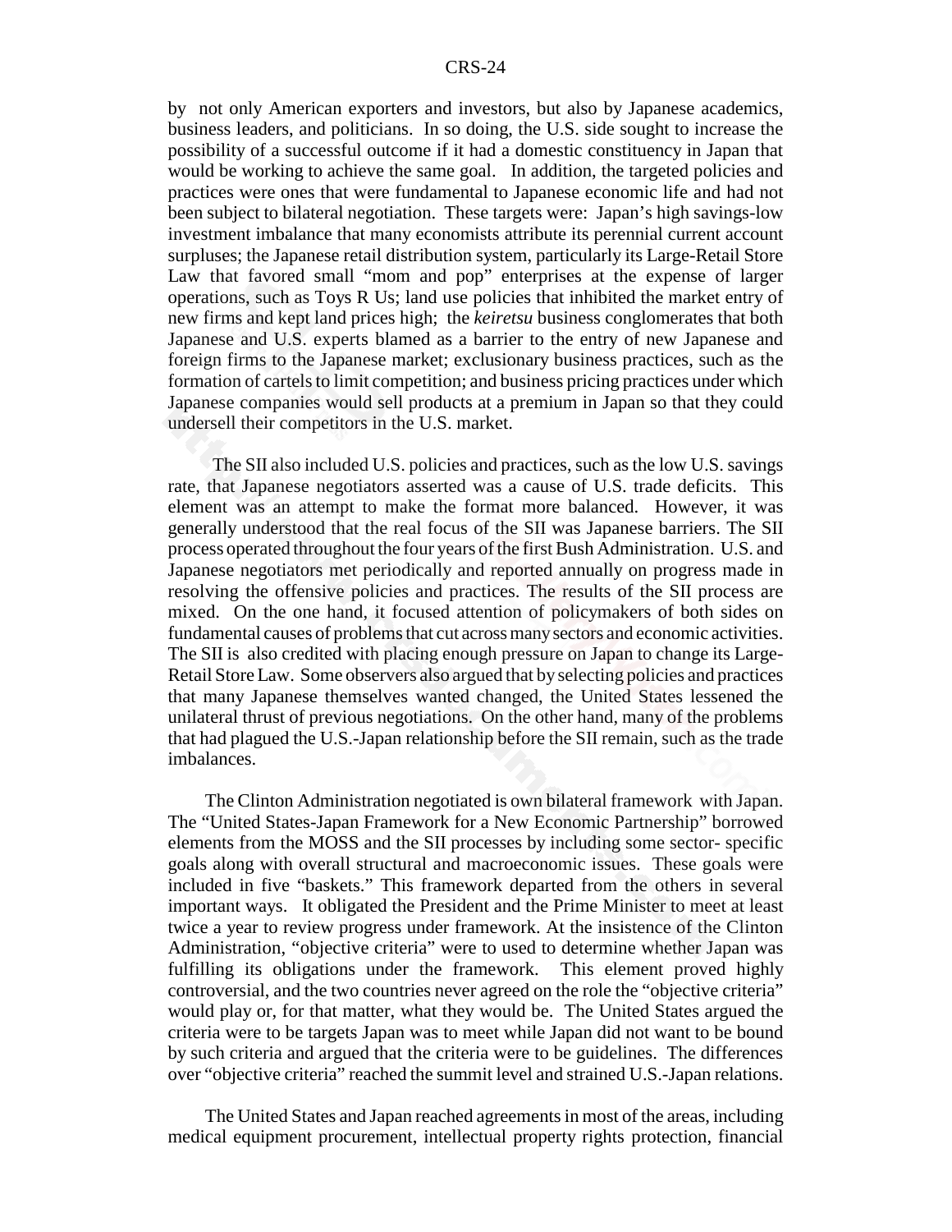by not only American exporters and investors, but also by Japanese academics, business leaders, and politicians. In so doing, the U.S. side sought to increase the possibility of a successful outcome if it had a domestic constituency in Japan that would be working to achieve the same goal. In addition, the targeted policies and practices were ones that were fundamental to Japanese economic life and had not been subject to bilateral negotiation. These targets were: Japan's high savings-low investment imbalance that many economists attribute its perennial current account surpluses; the Japanese retail distribution system, particularly its Large-Retail Store Law that favored small "mom and pop" enterprises at the expense of larger operations, such as Toys R Us; land use policies that inhibited the market entry of new firms and kept land prices high; the *keiretsu* business conglomerates that both Japanese and U.S. experts blamed as a barrier to the entry of new Japanese and foreign firms to the Japanese market; exclusionary business practices, such as the formation of cartels to limit competition; and business pricing practices under which Japanese companies would sell products at a premium in Japan so that they could undersell their competitors in the U.S. market.

The SII also included U.S. policies and practices, such as the low U.S. savings rate, that Japanese negotiators asserted was a cause of U.S. trade deficits. This element was an attempt to make the format more balanced. However, it was generally understood that the real focus of the SII was Japanese barriers. The SII process operated throughout the four years of the first Bush Administration. U.S. and Japanese negotiators met periodically and reported annually on progress made in resolving the offensive policies and practices. The results of the SII process are mixed. On the one hand, it focused attention of policymakers of both sides on fundamental causes of problems that cut across many sectors and economic activities. The SII is also credited with placing enough pressure on Japan to change its Large-Retail Store Law. Some observers also argued that by selecting policies and practices that many Japanese themselves wanted changed, the United States lessened the unilateral thrust of previous negotiations. On the other hand, many of the problems that had plagued the U.S.-Japan relationship before the SII remain, such as the trade imbalances.

The Clinton Administration negotiated is own bilateral framework with Japan. The "United States-Japan Framework for a New Economic Partnership" borrowed elements from the MOSS and the SII processes by including some sector- specific goals along with overall structural and macroeconomic issues. These goals were included in five "baskets." This framework departed from the others in several important ways. It obligated the President and the Prime Minister to meet at least twice a year to review progress under framework. At the insistence of the Clinton Administration, "objective criteria" were to used to determine whether Japan was fulfilling its obligations under the framework. This element proved highly controversial, and the two countries never agreed on the role the "objective criteria" would play or, for that matter, what they would be. The United States argued the criteria were to be targets Japan was to meet while Japan did not want to be bound by such criteria and argued that the criteria were to be guidelines. The differences over "objective criteria" reached the summit level and strained U.S.-Japan relations.

The United States and Japan reached agreements in most of the areas, including medical equipment procurement, intellectual property rights protection, financial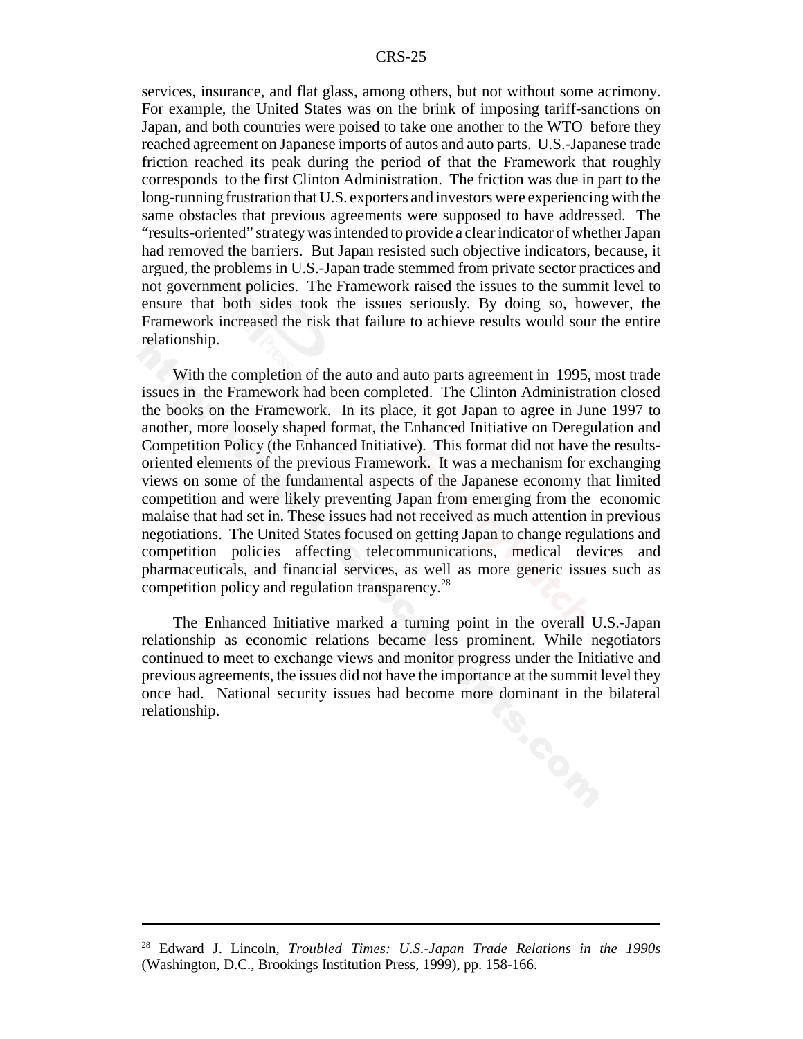services, insurance, and flat glass, among others, but not without some acrimony. For example, the United States was on the brink of imposing tariff-sanctions on Japan, and both countries were poised to take one another to the WTO before they reached agreement on Japanese imports of autos and auto parts. U.S.-Japanese trade friction reached its peak during the period of that the Framework that roughly corresponds to the first Clinton Administration. The friction was due in part to the long-running frustration that U.S. exporters and investors were experiencing with the same obstacles that previous agreements were supposed to have addressed. The "results-oriented" strategy was intended to provide a clear indicator of whether Japan had removed the barriers. But Japan resisted such objective indicators, because, it argued, the problems in U.S.-Japan trade stemmed from private sector practices and not government policies. The Framework raised the issues to the summit level to ensure that both sides took the issues seriously. By doing so, however, the Framework increased the risk that failure to achieve results would sour the entire relationship.

With the completion of the auto and auto parts agreement in 1995, most trade issues in the Framework had been completed. The Clinton Administration closed the books on the Framework. In its place, it got Japan to agree in June 1997 to another, more loosely shaped format, the Enhanced Initiative on Deregulation and Competition Policy (the Enhanced Initiative). This format did not have the results-oriented elements of the previous Framework. It was a mechanism for exchanging views on some of the fundamental aspects of the Japanese economy that limited competition and were likely preventing Japan from emerging from the economic malaise that had set in. These issues had not received as much attention in previous negotiations. The United States focused on getting Japan to change regulations and competition policies affecting telecommunications, medical devices and pharmaceuticals, and financial services, as well as more generic issues such as competition policy and regulation transparency.[28]

The Enhanced Initiative marked a turning point in the overall U.S.-Japan relationship as economic relations became less prominent. While negotiators continued to meet to exchange views and monitor progress under the Initiative and previous agreements, the issues did not have the importance at the summit level they once had. National security issues had become more dominant in the bilateral relationship.

---

[28] Edward J. Lincoln, *Troubled Times: U.S.-Japan Trade Relations in the 1990s* (Washington, D.C., Brookings Institution Press, 1999), pp. 158-166.